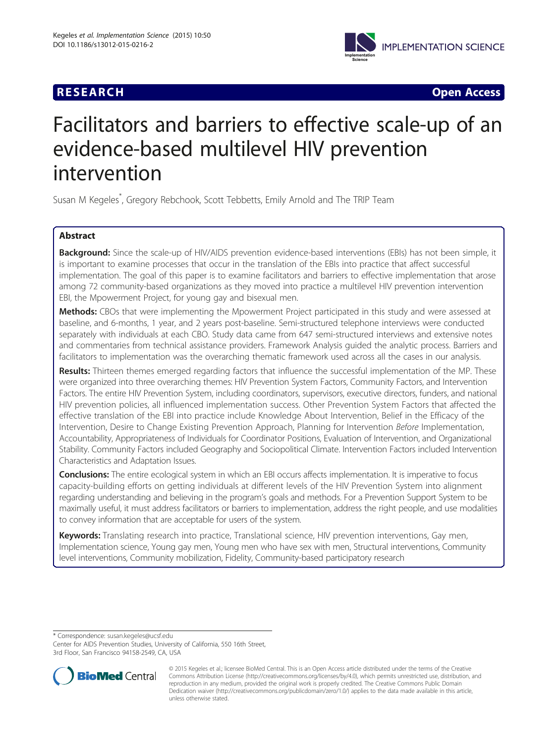**RESEARCH** **Open Access**

# Facilitators and barriers to effective scale-up of an evidence-based multilevel HIV prevention intervention

Susan M Kegeles*, Gregory Rebchook, Scott Tebbetts, Emily Arnold and The TRIP Team

## Abstract

**Background:** Since the scale-up of HIV/AIDS prevention evidence-based interventions (EBIs) has not been simple, it is important to examine processes that occur in the translation of the EBIs into practice that affect successful implementation. The goal of this paper is to examine facilitators and barriers to effective implementation that arose among 72 community-based organizations as they moved into practice a multilevel HIV prevention intervention EBI, the Mpowerment Project, for young gay and bisexual men.

**Methods:** CBOs that were implementing the Mpowerment Project participated in this study and were assessed at baseline, and 6-months, 1 year, and 2 years post-baseline. Semi-structured telephone interviews were conducted separately with individuals at each CBO. Study data came from 647 semi-structured interviews and extensive notes and commentaries from technical assistance providers. Framework Analysis guided the analytic process. Barriers and facilitators to implementation was the overarching thematic framework used across all the cases in our analysis.

**Results:** Thirteen themes emerged regarding factors that influence the successful implementation of the MP. These were organized into three overarching themes: HIV Prevention System Factors, Community Factors, and Intervention Factors. The entire HIV Prevention System, including coordinators, supervisors, executive directors, funders, and national HIV prevention policies, all influenced implementation success. Other Prevention System Factors that affected the effective translation of the EBI into practice include Knowledge About Intervention, Belief in the Efficacy of the Intervention, Desire to Change Existing Prevention Approach, Planning for Intervention *Before* Implementation, Accountability, Appropriateness of Individuals for Coordinator Positions, Evaluation of Intervention, and Organizational Stability. Community Factors included Geography and Sociopolitical Climate. Intervention Factors included Intervention Characteristics and Adaptation Issues.

**Conclusions:** The entire ecological system in which an EBI occurs affects implementation. It is imperative to focus capacity-building efforts on getting individuals at different levels of the HIV Prevention System into alignment regarding understanding and believing in the program's goals and methods. For a Prevention Support System to be maximally useful, it must address facilitators or barriers to implementation, address the right people, and use modalities to convey information that are acceptable for users of the system.

**Keywords:** Translating research into practice, Translational science, HIV prevention interventions, Gay men, Implementation science, Young gay men, Young men who have sex with men, Structural interventions, Community level interventions, Community mobilization, Fidelity, Community-based participatory research

---

\* Correspondence: susan.kegeles@ucsf.edu
Center for AIDS Prevention Studies, University of California, 550 16th Street, 3rd Floor, San Francisco 94158-2549, CA, USA

© 2015 Kegeles et al.; licensee BioMed Central. This is an Open Access article distributed under the terms of the Creative Commons Attribution License (http://creativecommons.org/licenses/by/4.0), which permits unrestricted use, distribution, and reproduction in any medium, provided the original work is properly credited. The Creative Commons Public Domain Dedication waiver (http://creativecommons.org/publicdomain/zero/1.0/) applies to the data made available in this article, unless otherwise stated.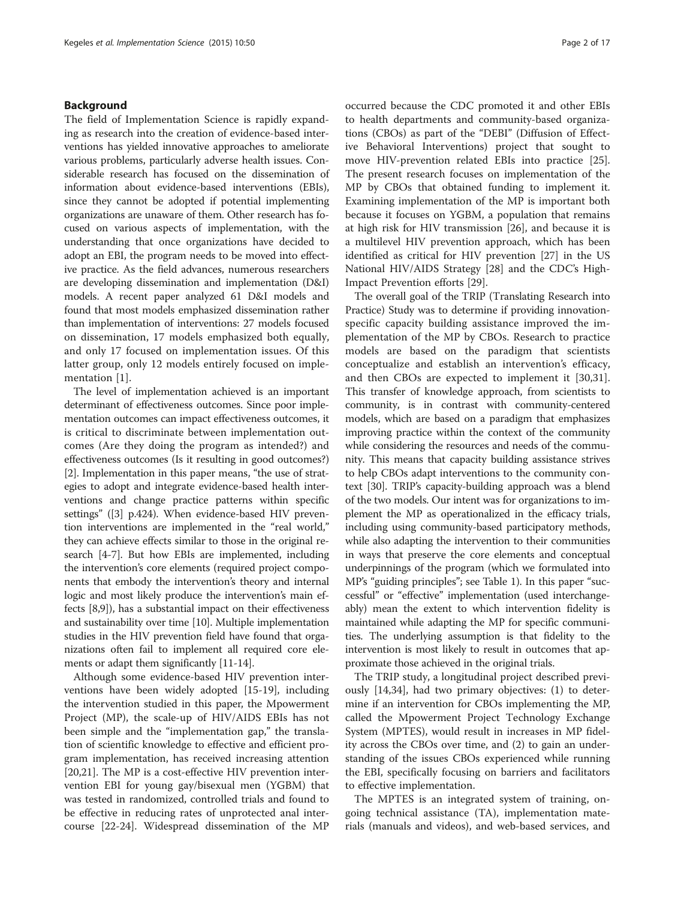## Background

The field of Implementation Science is rapidly expanding as research into the creation of evidence-based interventions has yielded innovative approaches to ameliorate various problems, particularly adverse health issues. Considerable research has focused on the dissemination of information about evidence-based interventions (EBIs), since they cannot be adopted if potential implementing organizations are unaware of them. Other research has focused on various aspects of implementation, with the understanding that once organizations have decided to adopt an EBI, the program needs to be moved into effective practice. As the field advances, numerous researchers are developing dissemination and implementation (D&I) models. A recent paper analyzed 61 D&I models and found that most models emphasized dissemination rather than implementation of interventions: 27 models focused on dissemination, 17 models emphasized both equally, and only 17 focused on implementation issues. Of this latter group, only 12 models entirely focused on implementation [1].

The level of implementation achieved is an important determinant of effectiveness outcomes. Since poor implementation outcomes can impact effectiveness outcomes, it is critical to discriminate between implementation outcomes (Are they doing the program as intended?) and effectiveness outcomes (Is it resulting in good outcomes?) [2]. Implementation in this paper means, "the use of strategies to adopt and integrate evidence-based health interventions and change practice patterns within specific settings" ([3] p.424). When evidence-based HIV prevention interventions are implemented in the "real world," they can achieve effects similar to those in the original research [4-7]. But how EBIs are implemented, including the intervention's core elements (required project components that embody the intervention's theory and internal logic and most likely produce the intervention's main effects [8,9]), has a substantial impact on their effectiveness and sustainability over time [10]. Multiple implementation studies in the HIV prevention field have found that organizations often fail to implement all required core elements or adapt them significantly [11-14].

Although some evidence-based HIV prevention interventions have been widely adopted [15-19], including the intervention studied in this paper, the Mpowerment Project (MP), the scale-up of HIV/AIDS EBIs has not been simple and the "implementation gap," the translation of scientific knowledge to effective and efficient program implementation, has received increasing attention [20,21]. The MP is a cost-effective HIV prevention intervention EBI for young gay/bisexual men (YGBM) that was tested in randomized, controlled trials and found to be effective in reducing rates of unprotected anal intercourse [22-24]. Widespread dissemination of the MP occurred because the CDC promoted it and other EBIs to health departments and community-based organizations (CBOs) as part of the "DEBI" (Diffusion of Effective Behavioral Interventions) project that sought to move HIV-prevention related EBIs into practice [25]. The present research focuses on implementation of the MP by CBOs that obtained funding to implement it. Examining implementation of the MP is important both because it focuses on YGBM, a population that remains at high risk for HIV transmission [26], and because it is a multilevel HIV prevention approach, which has been identified as critical for HIV prevention [27] in the US National HIV/AIDS Strategy [28] and the CDC's High-Impact Prevention efforts [29].

The overall goal of the TRIP (Translating Research into Practice) Study was to determine if providing innovation-specific capacity building assistance improved the implementation of the MP by CBOs. Research to practice models are based on the paradigm that scientists conceptualize and establish an intervention's efficacy, and then CBOs are expected to implement it [30,31]. This transfer of knowledge approach, from scientists to community, is in contrast with community-centered models, which are based on a paradigm that emphasizes improving practice within the context of the community while considering the resources and needs of the community. This means that capacity building assistance strives to help CBOs adapt interventions to the community context [30]. TRIP's capacity-building approach was a blend of the two models. Our intent was for organizations to implement the MP as operationalized in the efficacy trials, including using community-based participatory methods, while also adapting the intervention to their communities in ways that preserve the core elements and conceptual underpinnings of the program (which we formulated into MP's "guiding principles"; see Table 1). In this paper "successful" or "effective" implementation (used interchangeably) mean the extent to which intervention fidelity is maintained while adapting the MP for specific communities. The underlying assumption is that fidelity to the intervention is most likely to result in outcomes that approximate those achieved in the original trials.

The TRIP study, a longitudinal project described previously [14,34], had two primary objectives: (1) to determine if an intervention for CBOs implementing the MP, called the Mpowerment Project Technology Exchange System (MPTES), would result in increases in MP fidelity across the CBOs over time, and (2) to gain an understanding of the issues CBOs experienced while running the EBI, specifically focusing on barriers and facilitators to effective implementation.

The MPTES is an integrated system of training, ongoing technical assistance (TA), implementation materials (manuals and videos), and web-based services, and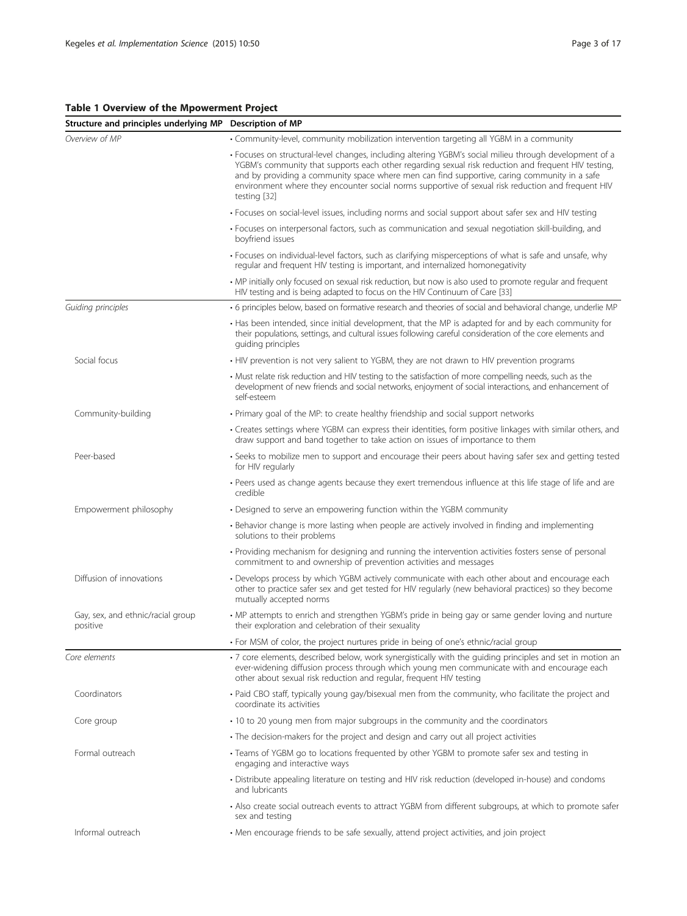**Table 1 Overview of the Mpowerment Project**

| Structure and principles underlying MP | Description of MP |
|---|---|
| *Overview of MP* | • Community-level, community mobilization intervention targeting all YGBM in a community |
| | • Focuses on structural-level changes, including altering YGBM's social milieu through development of a YGBM's community that supports each other regarding sexual risk reduction and frequent HIV testing, and by providing a community space where men can find supportive, caring community in a safe environment where they encounter social norms supportive of sexual risk reduction and frequent HIV testing [32] |
| | • Focuses on social-level issues, including norms and social support about safer sex and HIV testing |
| | • Focuses on interpersonal factors, such as communication and sexual negotiation skill-building, and boyfriend issues |
| | • Focuses on individual-level factors, such as clarifying misperceptions of what is safe and unsafe, why regular and frequent HIV testing is important, and internalized homonegativity |
| | • MP initially only focused on sexual risk reduction, but now is also used to promote regular and frequent HIV testing and is being adapted to focus on the HIV Continuum of Care [33] |
| *Guiding principles* | • 6 principles below, based on formative research and theories of social and behavioral change, underlie MP |
| | • Has been intended, since initial development, that the MP is adapted for and by each community for their populations, settings, and cultural issues following careful consideration of the core elements and guiding principles |
| Social focus | • HIV prevention is not very salient to YGBM, they are not drawn to HIV prevention programs |
| | • Must relate risk reduction and HIV testing to the satisfaction of more compelling needs, such as the development of new friends and social networks, enjoyment of social interactions, and enhancement of self-esteem |
| Community-building | • Primary goal of the MP: to create healthy friendship and social support networks |
| | • Creates settings where YGBM can express their identities, form positive linkages with similar others, and draw support and band together to take action on issues of importance to them |
| Peer-based | • Seeks to mobilize men to support and encourage their peers about having safer sex and getting tested for HIV regularly |
| | • Peers used as change agents because they exert tremendous influence at this life stage of life and are credible |
| Empowerment philosophy | • Designed to serve an empowering function within the YGBM community |
| | • Behavior change is more lasting when people are actively involved in finding and implementing solutions to their problems |
| | • Providing mechanism for designing and running the intervention activities fosters sense of personal commitment to and ownership of prevention activities and messages |
| Diffusion of innovations | • Develops process by which YGBM actively communicate with each other about and encourage each other to practice safer sex and get tested for HIV regularly (new behavioral practices) so they become mutually accepted norms |
| Gay, sex, and ethnic/racial group positive | • MP attempts to enrich and strengthen YGBM's pride in being gay or same gender loving and nurture their exploration and celebration of their sexuality |
| | • For MSM of color, the project nurtures pride in being of one's ethnic/racial group |
| *Core elements* | • 7 core elements, described below, work synergistically with the guiding principles and set in motion an ever-widening diffusion process through which young men communicate with and encourage each other about sexual risk reduction and regular, frequent HIV testing |
| Coordinators | • Paid CBO staff, typically young gay/bisexual men from the community, who facilitate the project and coordinate its activities |
| Core group | • 10 to 20 young men from major subgroups in the community and the coordinators |
| | • The decision-makers for the project and design and carry out all project activities |
| Formal outreach | • Teams of YGBM go to locations frequented by other YGBM to promote safer sex and testing in engaging and interactive ways |
| | • Distribute appealing literature on testing and HIV risk reduction (developed in-house) and condoms and lubricants |
| | • Also create social outreach events to attract YGBM from different subgroups, at which to promote safer sex and testing |
| Informal outreach | • Men encourage friends to be safe sexually, attend project activities, and join project |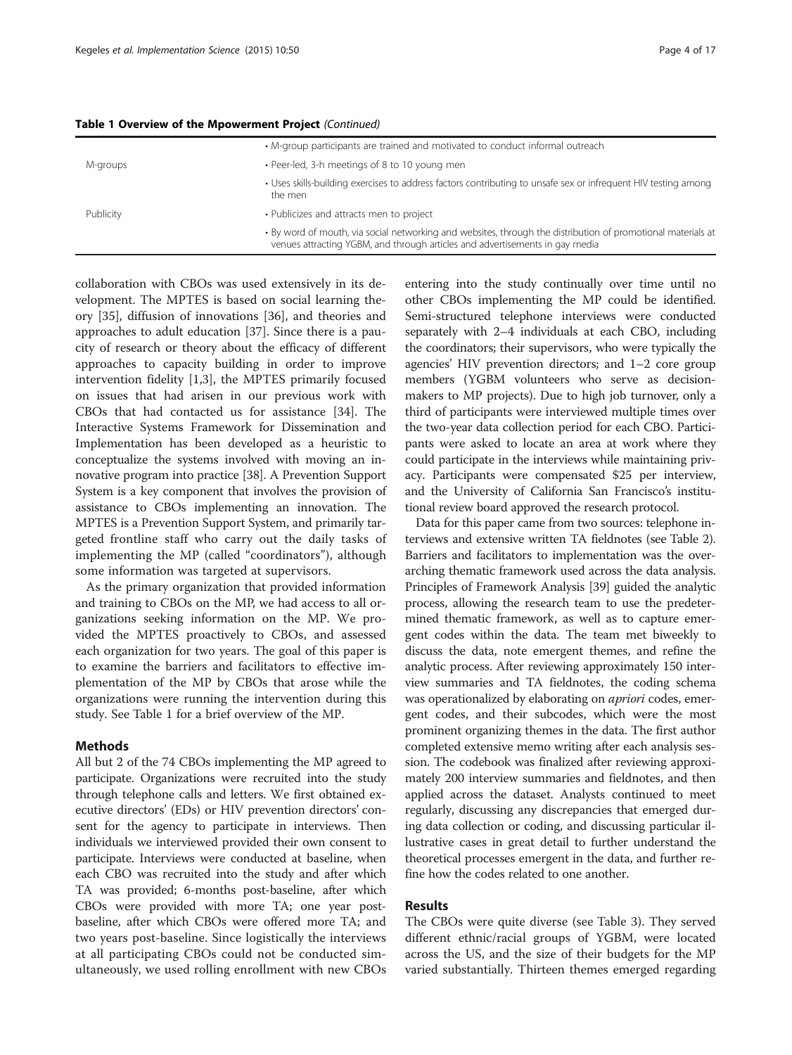**Table 1 Overview of the Mpowerment Project** *(Continued)*

| | |
|---|---|
| | • M-group participants are trained and motivated to conduct informal outreach |
| M-groups | • Peer-led, 3-h meetings of 8 to 10 young men |
| | • Uses skills-building exercises to address factors contributing to unsafe sex or infrequent HIV testing among the men |
| Publicity | • Publicizes and attracts men to project |
| | • By word of mouth, via social networking and websites, through the distribution of promotional materials at venues attracting YGBM, and through articles and advertisements in gay media |

collaboration with CBOs was used extensively in its development. The MPTES is based on social learning theory [35], diffusion of innovations [36], and theories and approaches to adult education [37]. Since there is a paucity of research or theory about the efficacy of different approaches to capacity building in order to improve intervention fidelity [1,3], the MPTES primarily focused on issues that had arisen in our previous work with CBOs that had contacted us for assistance [34]. The Interactive Systems Framework for Dissemination and Implementation has been developed as a heuristic to conceptualize the systems involved with moving an innovative program into practice [38]. A Prevention Support System is a key component that involves the provision of assistance to CBOs implementing an innovation. The MPTES is a Prevention Support System, and primarily targeted frontline staff who carry out the daily tasks of implementing the MP (called "coordinators"), although some information was targeted at supervisors.

As the primary organization that provided information and training to CBOs on the MP, we had access to all organizations seeking information on the MP. We provided the MPTES proactively to CBOs, and assessed each organization for two years. The goal of this paper is to examine the barriers and facilitators to effective implementation of the MP by CBOs that arose while the organizations were running the intervention during this study. See Table 1 for a brief overview of the MP.

## Methods

All but 2 of the 74 CBOs implementing the MP agreed to participate. Organizations were recruited into the study through telephone calls and letters. We first obtained executive directors' (EDs) or HIV prevention directors' consent for the agency to participate in interviews. Then individuals we interviewed provided their own consent to participate. Interviews were conducted at baseline, when each CBO was recruited into the study and after which TA was provided; 6-months post-baseline, after which CBOs were provided with more TA; one year post-baseline, after which CBOs were offered more TA; and two years post-baseline. Since logistically the interviews at all participating CBOs could not be conducted simultaneously, we used rolling enrollment with new CBOs entering into the study continually over time until no other CBOs implementing the MP could be identified. Semi-structured telephone interviews were conducted separately with 2–4 individuals at each CBO, including the coordinators; their supervisors, who were typically the agencies' HIV prevention directors; and 1–2 core group members (YGBM volunteers who serve as decision-makers to MP projects). Due to high job turnover, only a third of participants were interviewed multiple times over the two-year data collection period for each CBO. Participants were asked to locate an area at work where they could participate in the interviews while maintaining privacy. Participants were compensated $25 per interview, and the University of California San Francisco's institutional review board approved the research protocol.

Data for this paper came from two sources: telephone interviews and extensive written TA fieldnotes (see Table 2). Barriers and facilitators to implementation was the overarching thematic framework used across the data analysis. Principles of Framework Analysis [39] guided the analytic process, allowing the research team to use the predetermined thematic framework, as well as to capture emergent codes within the data. The team met biweekly to discuss the data, note emergent themes, and refine the analytic process. After reviewing approximately 150 interview summaries and TA fieldnotes, the coding schema was operationalized by elaborating on *apriori* codes, emergent codes, and their subcodes, which were the most prominent organizing themes in the data. The first author completed extensive memo writing after each analysis session. The codebook was finalized after reviewing approximately 200 interview summaries and fieldnotes, and then applied across the dataset. Analysts continued to meet regularly, discussing any discrepancies that emerged during data collection or coding, and discussing particular illustrative cases in great detail to further understand the theoretical processes emergent in the data, and further refine how the codes related to one another.

## Results

The CBOs were quite diverse (see Table 3). They served different ethnic/racial groups of YGBM, were located across the US, and the size of their budgets for the MP varied substantially. Thirteen themes emerged regarding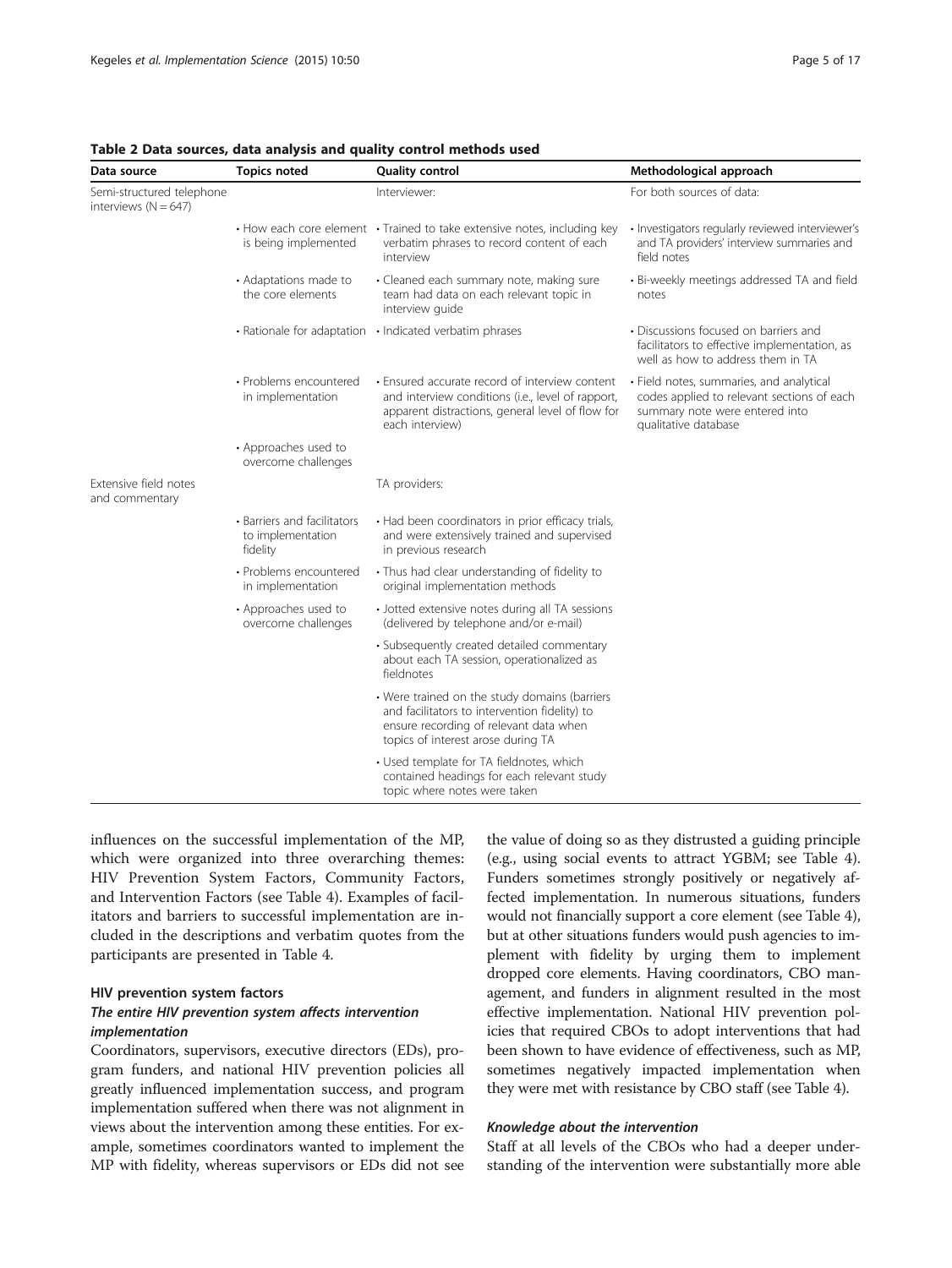**Table 2 Data sources, data analysis and quality control methods used**

| Data source | Topics noted | Quality control | Methodological approach |
|---|---|---|---|
| Semi-structured telephone interviews (N = 647) | | Interviewer: | For both sources of data: |
| | • How each core element is being implemented | • Trained to take extensive notes, including key verbatim phrases to record content of each interview | • Investigators regularly reviewed interviewer's and TA providers' interview summaries and field notes |
| | • Adaptations made to the core elements | • Cleaned each summary note, making sure team had data on each relevant topic in interview guide | • Bi-weekly meetings addressed TA and field notes |
| | • Rationale for adaptation | • Indicated verbatim phrases | • Discussions focused on barriers and facilitators to effective implementation, as well as how to address them in TA |
| | • Problems encountered in implementation | • Ensured accurate record of interview content and interview conditions (i.e., level of rapport, apparent distractions, general level of flow for each interview) | • Field notes, summaries, and analytical codes applied to relevant sections of each summary note were entered into qualitative database |
| | • Approaches used to overcome challenges | | |
| Extensive field notes and commentary | | TA providers: | |
| | • Barriers and facilitators to implementation fidelity | • Had been coordinators in prior efficacy trials, and were extensively trained and supervised in previous research | |
| | • Problems encountered in implementation | • Thus had clear understanding of fidelity to original implementation methods | |
| | • Approaches used to overcome challenges | • Jotted extensive notes during all TA sessions (delivered by telephone and/or e-mail) | |
| | | • Subsequently created detailed commentary about each TA session, operationalized as fieldnotes | |
| | | • Were trained on the study domains (barriers and facilitators to intervention fidelity) to ensure recording of relevant data when topics of interest arose during TA | |
| | | • Used template for TA fieldnotes, which contained headings for each relevant study topic where notes were taken | |

influences on the successful implementation of the MP, which were organized into three overarching themes: HIV Prevention System Factors, Community Factors, and Intervention Factors (see Table 4). Examples of facilitators and barriers to successful implementation are included in the descriptions and verbatim quotes from the participants are presented in Table 4.

### HIV prevention system factors

#### *The entire HIV prevention system affects intervention implementation*

Coordinators, supervisors, executive directors (EDs), program funders, and national HIV prevention policies all greatly influenced implementation success, and program implementation suffered when there was not alignment in views about the intervention among these entities. For example, sometimes coordinators wanted to implement the MP with fidelity, whereas supervisors or EDs did not see the value of doing so as they distrusted a guiding principle (e.g., using social events to attract YGBM; see Table 4). Funders sometimes strongly positively or negatively affected implementation. In numerous situations, funders would not financially support a core element (see Table 4), but at other situations funders would push agencies to implement with fidelity by urging them to implement dropped core elements. Having coordinators, CBO management, and funders in alignment resulted in the most effective implementation. National HIV prevention policies that required CBOs to adopt interventions that had been shown to have evidence of effectiveness, such as MP, sometimes negatively impacted implementation when they were met with resistance by CBO staff (see Table 4).

#### *Knowledge about the intervention*

Staff at all levels of the CBOs who had a deeper understanding of the intervention were substantially more able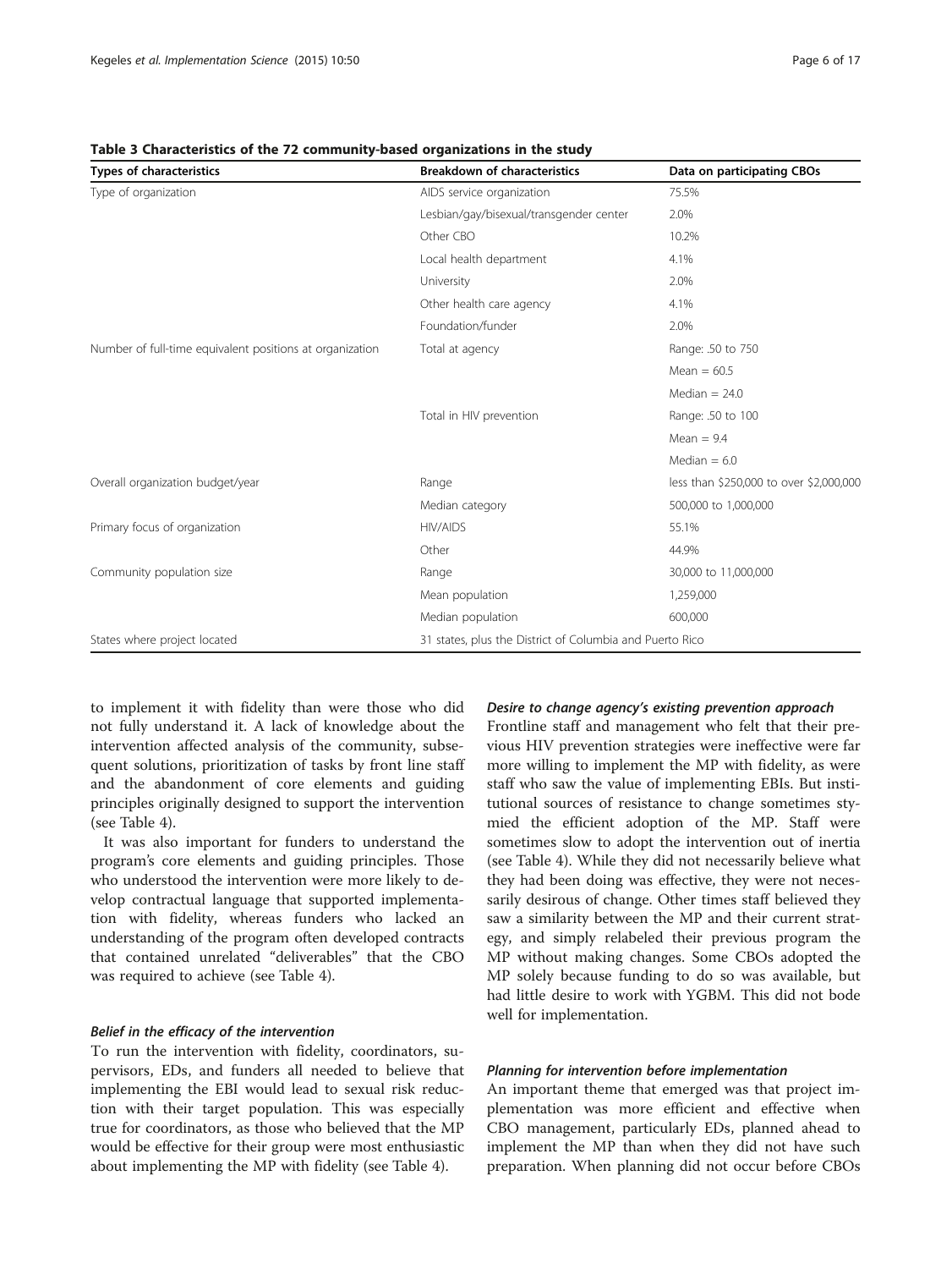**Table 3 Characteristics of the 72 community-based organizations in the study**

| Types of characteristics | Breakdown of characteristics | Data on participating CBOs |
|---|---|---|
| Type of organization | AIDS service organization | 75.5% |
| | Lesbian/gay/bisexual/transgender center | 2.0% |
| | Other CBO | 10.2% |
| | Local health department | 4.1% |
| | University | 2.0% |
| | Other health care agency | 4.1% |
| | Foundation/funder | 2.0% |
| Number of full-time equivalent positions at organization | Total at agency | Range: .50 to 750 |
| | | Mean = 60.5 |
| | | Median = 24.0 |
| | Total in HIV prevention | Range: .50 to 100 |
| | | Mean = 9.4 |
| | | Median = 6.0 |
| Overall organization budget/year | Range | less than $250,000 to over $2,000,000 |
| | Median category | 500,000 to 1,000,000 |
| Primary focus of organization | HIV/AIDS | 55.1% |
| | Other | 44.9% |
| Community population size | Range | 30,000 to 11,000,000 |
| | Mean population | 1,259,000 |
| | Median population | 600,000 |
| States where project located | 31 states, plus the District of Columbia and Puerto Rico | |

to implement it with fidelity than were those who did not fully understand it. A lack of knowledge about the intervention affected analysis of the community, subsequent solutions, prioritization of tasks by front line staff and the abandonment of core elements and guiding principles originally designed to support the intervention (see Table 4).

It was also important for funders to understand the program's core elements and guiding principles. Those who understood the intervention were more likely to develop contractual language that supported implementation with fidelity, whereas funders who lacked an understanding of the program often developed contracts that contained unrelated "deliverables" that the CBO was required to achieve (see Table 4).

#### *Belief in the efficacy of the intervention*

To run the intervention with fidelity, coordinators, supervisors, EDs, and funders all needed to believe that implementing the EBI would lead to sexual risk reduction with their target population. This was especially true for coordinators, as those who believed that the MP would be effective for their group were most enthusiastic about implementing the MP with fidelity (see Table 4).

#### *Desire to change agency's existing prevention approach*

Frontline staff and management who felt that their previous HIV prevention strategies were ineffective were far more willing to implement the MP with fidelity, as were staff who saw the value of implementing EBIs. But institutional sources of resistance to change sometimes stymied the efficient adoption of the MP. Staff were sometimes slow to adopt the intervention out of inertia (see Table 4). While they did not necessarily believe what they had been doing was effective, they were not necessarily desirous of change. Other times staff believed they saw a similarity between the MP and their current strategy, and simply relabeled their previous program the MP without making changes. Some CBOs adopted the MP solely because funding to do so was available, but had little desire to work with YGBM. This did not bode well for implementation.

#### *Planning for intervention before implementation*

An important theme that emerged was that project implementation was more efficient and effective when CBO management, particularly EDs, planned ahead to implement the MP than when they did not have such preparation. When planning did not occur before CBOs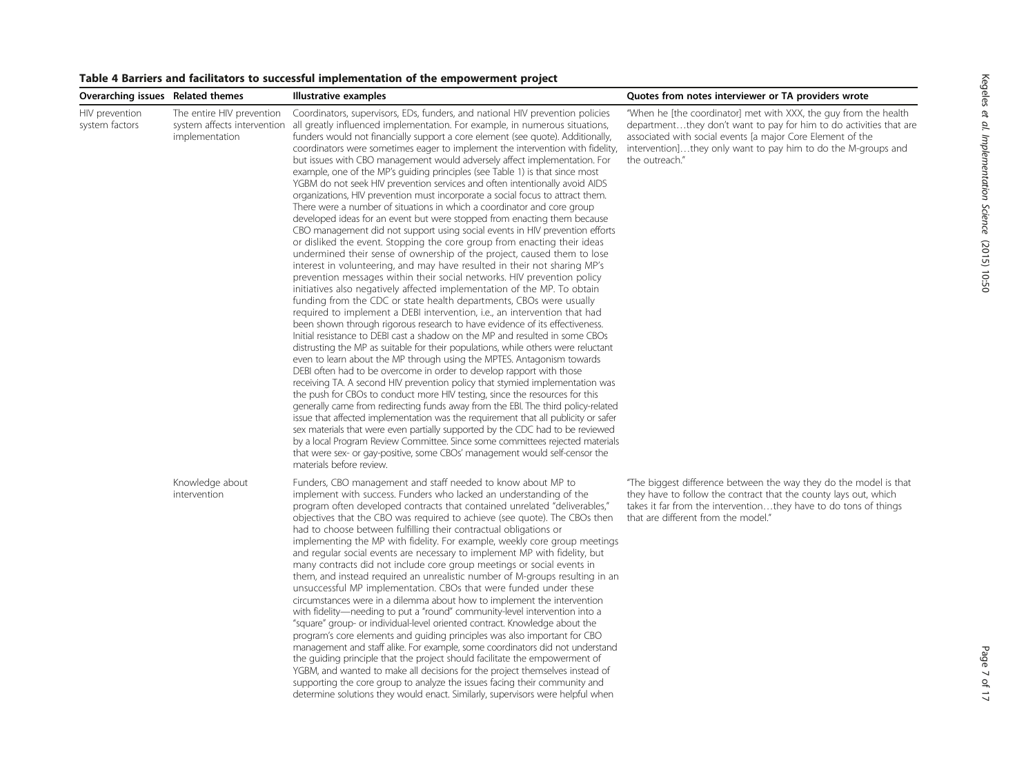**Table 4 Barriers and facilitators to successful implementation of the empowerment project**

| Overarching issues | Related themes | Illustrative examples | Quotes from notes interviewer or TA providers wrote |
|---|---|---|---|
| HIV prevention system factors | The entire HIV prevention system affects intervention implementation | Coordinators, supervisors, EDs, funders, and national HIV prevention policies all greatly influenced implementation. For example, in numerous situations, funders would not financially support a core element (see quote). Additionally, coordinators were sometimes eager to implement the intervention with fidelity, but issues with CBO management would adversely affect implementation. For example, one of the MP's guiding principles (see Table 1) is that since most YGBM do not seek HIV prevention services and often intentionally avoid AIDS organizations, HIV prevention must incorporate a social focus to attract them. There were a number of situations in which a coordinator and core group developed ideas for an event but were stopped from enacting them because CBO management did not support using social events in HIV prevention efforts or disliked the event. Stopping the core group from enacting their ideas undermined their sense of ownership of the project, caused them to lose interest in volunteering, and may have resulted in their not sharing MP's prevention messages within their social networks. HIV prevention policy initiatives also negatively affected implementation of the MP. To obtain funding from the CDC or state health departments, CBOs were usually required to implement a DEBI intervention, i.e., an intervention that had been shown through rigorous research to have evidence of its effectiveness. Initial resistance to DEBI cast a shadow on the MP and resulted in some CBOs distrusting the MP as suitable for their populations, while others were reluctant even to learn about the MP through using the MPTES. Antagonism towards DEBI often had to be overcome in order to develop rapport with those receiving TA. A second HIV prevention policy that stymied implementation was the push for CBOs to conduct more HIV testing, since the resources for this generally came from redirecting funds away from the EBI. The third policy-related issue that affected implementation was the requirement that all publicity or safer sex materials that were even partially supported by the CDC had to be reviewed by a local Program Review Committee. Since some committees rejected materials that were sex- or gay-positive, some CBOs' management would self-censor the materials before review. | "When he [the coordinator] met with XXX, the guy from the health department…they don't want to pay for him to do activities that are associated with social events [a major Core Element of the intervention]…they only want to pay him to do the M-groups and the outreach." |
| | Knowledge about intervention | Funders, CBO management and staff needed to know about MP to implement with success. Funders who lacked an understanding of the program often developed contracts that contained unrelated "deliverables," objectives that the CBO was required to achieve (see quote). The CBOs then had to choose between fulfilling their contractual obligations or implementing the MP with fidelity. For example, weekly core group meetings and regular social events are necessary to implement MP with fidelity, but many contracts did not include core group meetings or social events in them, and instead required an unrealistic number of M-groups resulting in an unsuccessful MP implementation. CBOs that were funded under these circumstances were in a dilemma about how to implement the intervention with fidelity—needing to put a "round" community-level intervention into a "square" group- or individual-level oriented contract. Knowledge about the program's core elements and guiding principles was also important for CBO management and staff alike. For example, some coordinators did not understand the guiding principle that the project should facilitate the empowerment of YGBM, and wanted to make all decisions for the project themselves instead of supporting the core group to analyze the issues facing their community and determine solutions they would enact. Similarly, supervisors were helpful when | "The biggest difference between the way they do the model is that they have to follow the contract that the county lays out, which takes it far from the intervention…they have to do tons of things that are different from the model." |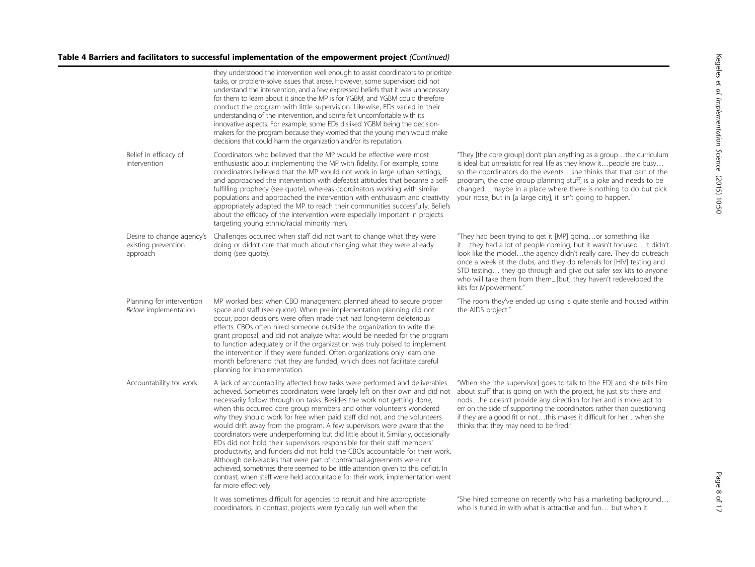**Table 4 Barriers and facilitators to successful implementation of the empowerment project** *(Continued)*

| | | |
|---|---|---|
| | they understood the intervention well enough to assist coordinators to prioritize tasks, or problem-solve issues that arose. However, some supervisors did not understand the intervention, and a few expressed beliefs that it was unnecessary for them to learn about it since the MP is for YGBM, and YGBM could therefore conduct the program with little supervision. Likewise, EDs varied in their understanding of the intervention, and some felt uncomfortable with its innovative aspects. For example, some EDs disliked YGBM being the decision-makers for the program because they worried that the young men would make decisions that could harm the organization and/or its reputation. | |
| Belief in efficacy of intervention | Coordinators who believed that the MP would be effective were most enthusiastic about implementing the MP with fidelity. For example, some coordinators believed that the MP would not work in large urban settings, and approached the intervention with defeatist attitudes that became a self-fulfilling prophecy (see quote), whereas coordinators working with similar populations and approached the intervention with enthusiasm and creativity appropriately adapted the MP to reach their communities successfully. Beliefs about the efficacy of the intervention were especially important in projects targeting young ethnic/racial minority men. | "They [the core group] don't plan anything as a group…the curriculum is ideal but unrealistic for real life as they know it…people are busy… so the coordinators do the events…she thinks that that part of the program, the core group planning stuff, is a joke and needs to be changed…maybe in a place where there is nothing to do but pick your nose, but in [a large city], it isn't going to happen." |
| Desire to change agency's existing prevention approach | Challenges occurred when staff did not want to change what they were doing or didn't care that much about changing what they were already doing (see quote). | "They had been trying to get it [MP] going…or something like it….they had a lot of people coming, but it wasn't focused…it didn't look like the model…the agency didn't really care**.** They do outreach once a week at the clubs, and they do referrals for [HIV] testing and STD testing… they go through and give out safer sex kits to anyone who will take them from them....[but] they haven't redeveloped the kits for Mpowerment." |
| Planning for intervention *Before* implementation | MP worked best when CBO management planned ahead to secure proper space and staff (see quote). When pre-implementation planning did not occur, poor decisions were often made that had long-term deleterious effects. CBOs often hired someone outside the organization to write the grant proposal, and did not analyze what would be needed for the program to function adequately or if the organization was truly poised to implement the intervention if they were funded. Often organizations only learn one month beforehand that they are funded, which does not facilitate careful planning for implementation. | "The room they've ended up using is quite sterile and housed within the AIDS project." |
| Accountability for work | A lack of accountability affected how tasks were performed and deliverables achieved. Sometimes coordinators were largely left on their own and did not necessarily follow through on tasks. Besides the work not getting done, when this occurred core group members and other volunteers wondered why they should work for free when paid staff did not, and the volunteers would drift away from the program. A few supervisors were aware that the coordinators were underperforming but did little about it. Similarly, occasionally EDs did not hold their supervisors responsible for their staff members' productivity, and funders did not hold the CBOs accountable for their work. Although deliverables that were part of contractual agreements were not achieved, sometimes there seemed to be little attention given to this deficit. In contrast, when staff were held accountable for their work, implementation went far more effectively. | "When she [the supervisor] goes to talk to [the ED] and she tells him about stuff that is going on with the project, he just sits there and nods…he doesn't provide any direction for her and is more apt to err on the side of supporting the coordinators rather than questioning if they are a good fit or not…this makes it difficult for her…when she thinks that they may need to be fired." |
| | It was sometimes difficult for agencies to recruit and hire appropriate coordinators. In contrast, projects were typically run well when the | "She hired someone on recently who has a marketing background… who is tuned in with what is attractive and fun… but when it |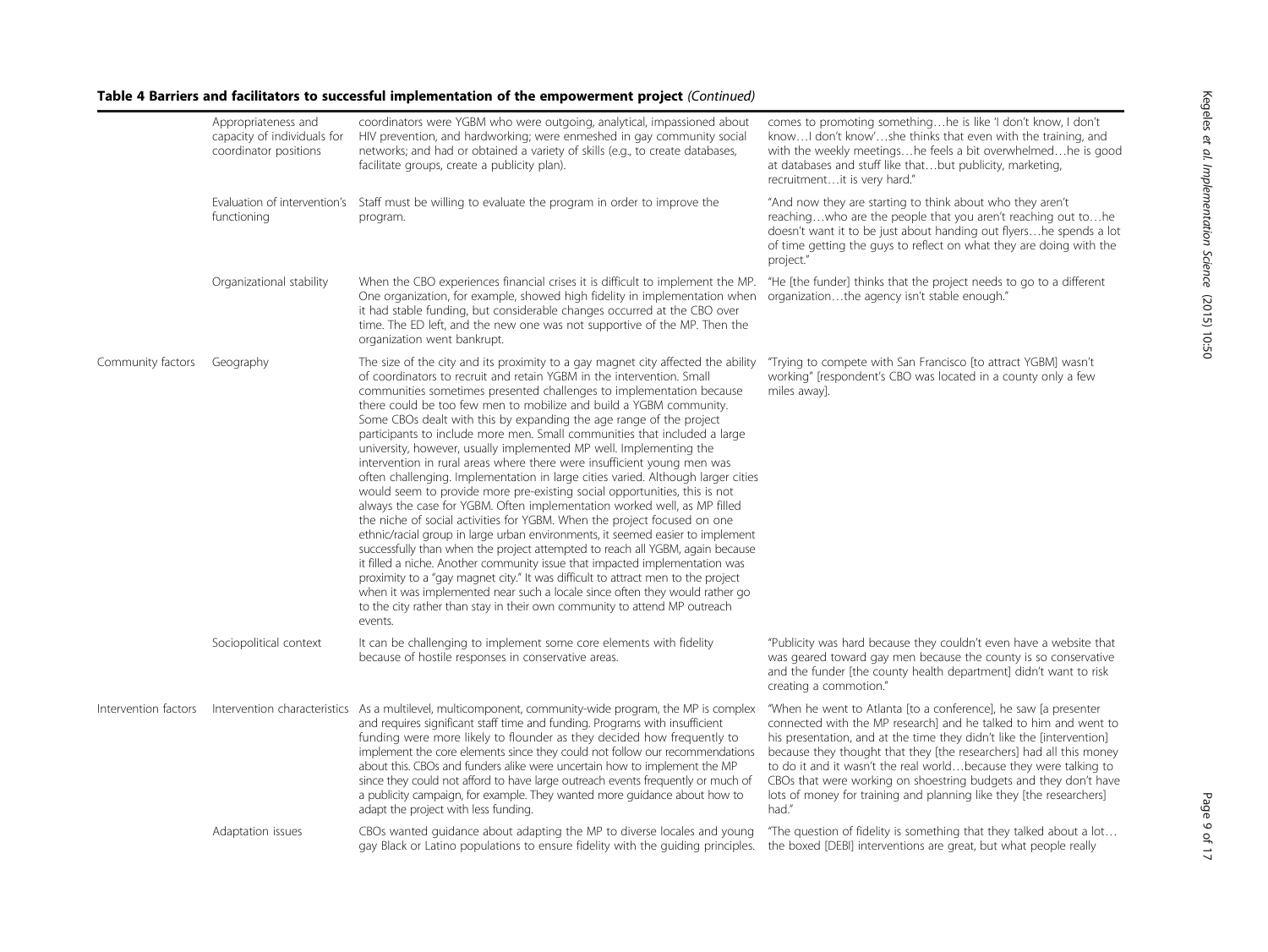**Table 4 Barriers and facilitators to successful implementation of the empowerment project** *(Continued)*

| | | | |
|---|---|---|---|
| | Appropriateness and capacity of individuals for coordinator positions | coordinators were YGBM who were outgoing, analytical, impassioned about HIV prevention, and hardworking; were enmeshed in gay community social networks; and had or obtained a variety of skills (e.g., to create databases, facilitate groups, create a publicity plan). | comes to promoting something…he is like 'I don't know, I don't know…I don't know'…she thinks that even with the training, and with the weekly meetings…he feels a bit overwhelmed…he is good at databases and stuff like that…but publicity, marketing, recruitment…it is very hard." |
| | Evaluation of intervention's functioning | Staff must be willing to evaluate the program in order to improve the program. | "And now they are starting to think about who they aren't reaching…who are the people that you aren't reaching out to…he doesn't want it to be just about handing out flyers…he spends a lot of time getting the guys to reflect on what they are doing with the project." |
| | Organizational stability | When the CBO experiences financial crises it is difficult to implement the MP. One organization, for example, showed high fidelity in implementation when it had stable funding, but considerable changes occurred at the CBO over time. The ED left, and the new one was not supportive of the MP. Then the organization went bankrupt. | "He [the funder] thinks that the project needs to go to a different organization…the agency isn't stable enough." |
| Community factors | Geography | The size of the city and its proximity to a gay magnet city affected the ability of coordinators to recruit and retain YGBM in the intervention. Small communities sometimes presented challenges to implementation because there could be too few men to mobilize and build a YGBM community. Some CBOs dealt with this by expanding the age range of the project participants to include more men. Small communities that included a large university, however, usually implemented MP well. Implementing the intervention in rural areas where there were insufficient young men was often challenging. Implementation in large cities varied. Although larger cities would seem to provide more pre-existing social opportunities, this is not always the case for YGBM. Often implementation worked well, as MP filled the niche of social activities for YGBM. When the project focused on one ethnic/racial group in large urban environments, it seemed easier to implement successfully than when the project attempted to reach all YGBM, again because it filled a niche. Another community issue that impacted implementation was proximity to a "gay magnet city." It was difficult to attract men to the project when it was implemented near such a locale since often they would rather go to the city rather than stay in their own community to attend MP outreach events. | "Trying to compete with San Francisco [to attract YGBM] wasn't working" [respondent's CBO was located in a county only a few miles away]. |
| | Sociopolitical context | It can be challenging to implement some core elements with fidelity because of hostile responses in conservative areas. | "Publicity was hard because they couldn't even have a website that was geared toward gay men because the county is so conservative and the funder [the county health department] didn't want to risk creating a commotion." |
| Intervention factors | Intervention characteristics | As a multilevel, multicomponent, community-wide program, the MP is complex and requires significant staff time and funding. Programs with insufficient funding were more likely to flounder as they decided how frequently to implement the core elements since they could not follow our recommendations about this. CBOs and funders alike were uncertain how to implement the MP since they could not afford to have large outreach events frequently or much of a publicity campaign, for example. They wanted more guidance about how to adapt the project with less funding. | "When he went to Atlanta [to a conference], he saw [a presenter connected with the MP research] and he talked to him and went to his presentation, and at the time they didn't like the [intervention] because they thought that they [the researchers] had all this money to do it and it wasn't the real world…because they were talking to CBOs that were working on shoestring budgets and they don't have lots of money for training and planning like they [the researchers] had." |
| | Adaptation issues | CBOs wanted guidance about adapting the MP to diverse locales and young gay Black or Latino populations to ensure fidelity with the guiding principles. | "The question of fidelity is something that they talked about a lot… the boxed [DEBI] interventions are great, but what people really |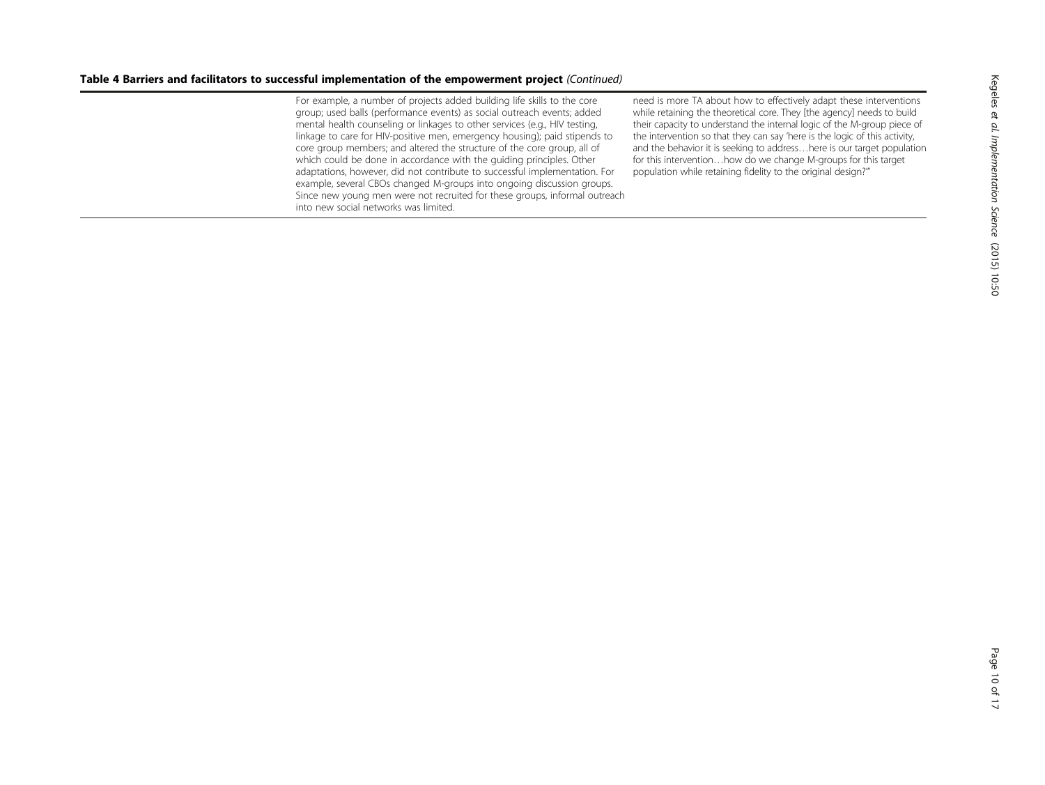**Table 4 Barriers and facilitators to successful implementation of the empowerment project** *(Continued)*

| | | |
|---|---|---|
| | For example, a number of projects added building life skills to the core group; used balls (performance events) as social outreach events; added mental health counseling or linkages to other services (e.g., HIV testing, linkage to care for HIV-positive men, emergency housing); paid stipends to core group members; and altered the structure of the core group, all of which could be done in accordance with the guiding principles. Other adaptations, however, did not contribute to successful implementation. For example, several CBOs changed M-groups into ongoing discussion groups. Since new young men were not recruited for these groups, informal outreach into new social networks was limited. | need is more TA about how to effectively adapt these interventions while retaining the theoretical core. They [the agency] needs to build their capacity to understand the internal logic of the M-group piece of the intervention so that they can say 'here is the logic of this activity, and the behavior it is seeking to address…here is our target population for this intervention…how do we change M-groups for this target population while retaining fidelity to the original design?'" |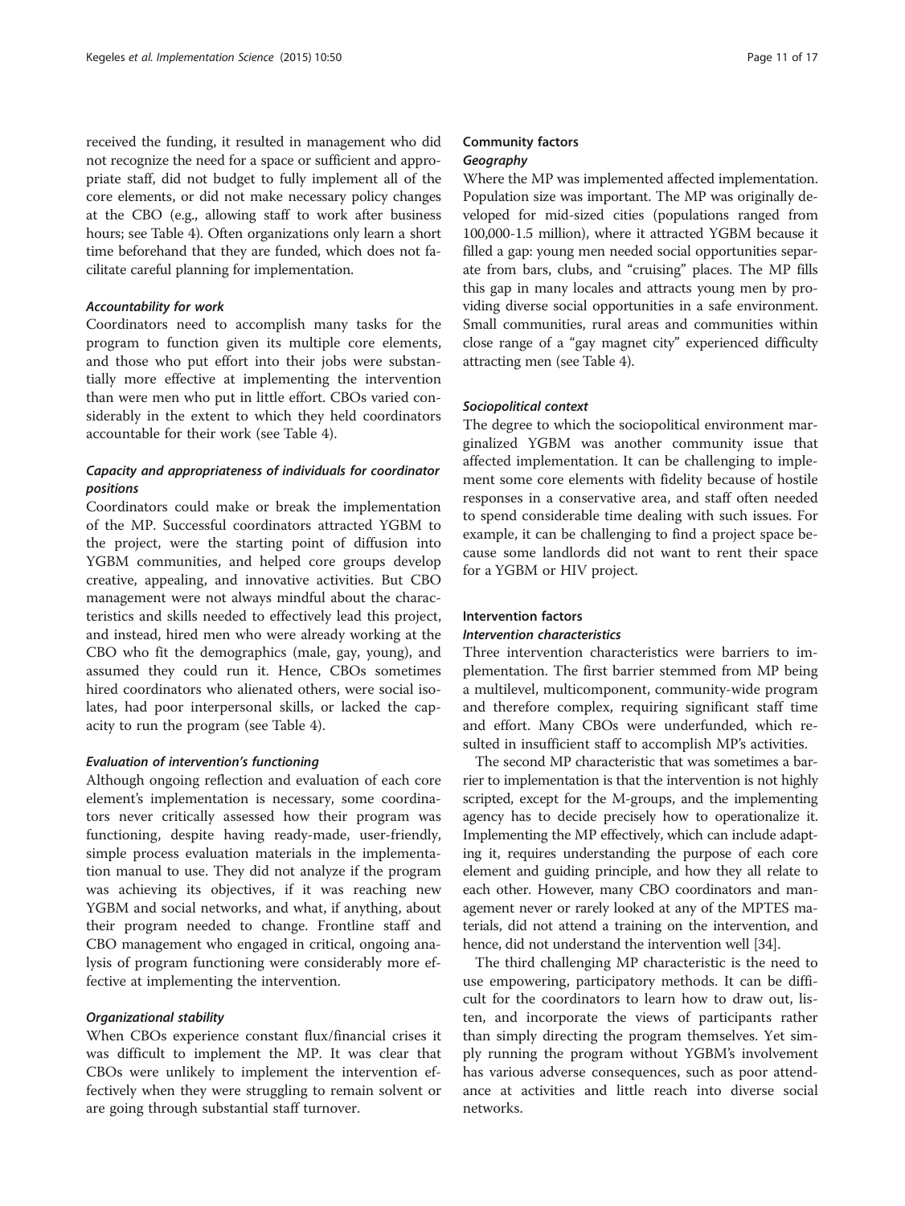received the funding, it resulted in management who did not recognize the need for a space or sufficient and appropriate staff, did not budget to fully implement all of the core elements, or did not make necessary policy changes at the CBO (e.g., allowing staff to work after business hours; see Table 4). Often organizations only learn a short time beforehand that they are funded, which does not facilitate careful planning for implementation.

#### *Accountability for work*

Coordinators need to accomplish many tasks for the program to function given its multiple core elements, and those who put effort into their jobs were substantially more effective at implementing the intervention than were men who put in little effort. CBOs varied considerably in the extent to which they held coordinators accountable for their work (see Table 4).

#### *Capacity and appropriateness of individuals for coordinator positions*

Coordinators could make or break the implementation of the MP. Successful coordinators attracted YGBM to the project, were the starting point of diffusion into YGBM communities, and helped core groups develop creative, appealing, and innovative activities. But CBO management were not always mindful about the characteristics and skills needed to effectively lead this project, and instead, hired men who were already working at the CBO who fit the demographics (male, gay, young), and assumed they could run it. Hence, CBOs sometimes hired coordinators who alienated others, were social isolates, had poor interpersonal skills, or lacked the capacity to run the program (see Table 4).

#### *Evaluation of intervention's functioning*

Although ongoing reflection and evaluation of each core element's implementation is necessary, some coordinators never critically assessed how their program was functioning, despite having ready-made, user-friendly, simple process evaluation materials in the implementation manual to use. They did not analyze if the program was achieving its objectives, if it was reaching new YGBM and social networks, and what, if anything, about their program needed to change. Frontline staff and CBO management who engaged in critical, ongoing analysis of program functioning were considerably more effective at implementing the intervention.

#### *Organizational stability*

When CBOs experience constant flux/financial crises it was difficult to implement the MP. It was clear that CBOs were unlikely to implement the intervention effectively when they were struggling to remain solvent or are going through substantial staff turnover.

### Community factors

#### *Geography*

Where the MP was implemented affected implementation. Population size was important. The MP was originally developed for mid-sized cities (populations ranged from 100,000-1.5 million), where it attracted YGBM because it filled a gap: young men needed social opportunities separate from bars, clubs, and "cruising" places. The MP fills this gap in many locales and attracts young men by providing diverse social opportunities in a safe environment. Small communities, rural areas and communities within close range of a "gay magnet city" experienced difficulty attracting men (see Table 4).

#### *Sociopolitical context*

The degree to which the sociopolitical environment marginalized YGBM was another community issue that affected implementation. It can be challenging to implement some core elements with fidelity because of hostile responses in a conservative area, and staff often needed to spend considerable time dealing with such issues. For example, it can be challenging to find a project space because some landlords did not want to rent their space for a YGBM or HIV project.

### Intervention factors

#### *Intervention characteristics*

Three intervention characteristics were barriers to implementation. The first barrier stemmed from MP being a multilevel, multicomponent, community-wide program and therefore complex, requiring significant staff time and effort. Many CBOs were underfunded, which resulted in insufficient staff to accomplish MP's activities.

The second MP characteristic that was sometimes a barrier to implementation is that the intervention is not highly scripted, except for the M-groups, and the implementing agency has to decide precisely how to operationalize it. Implementing the MP effectively, which can include adapting it, requires understanding the purpose of each core element and guiding principle, and how they all relate to each other. However, many CBO coordinators and management never or rarely looked at any of the MPTES materials, did not attend a training on the intervention, and hence, did not understand the intervention well [34].

The third challenging MP characteristic is the need to use empowering, participatory methods. It can be difficult for the coordinators to learn how to draw out, listen, and incorporate the views of participants rather than simply directing the program themselves. Yet simply running the program without YGBM's involvement has various adverse consequences, such as poor attendance at activities and little reach into diverse social networks.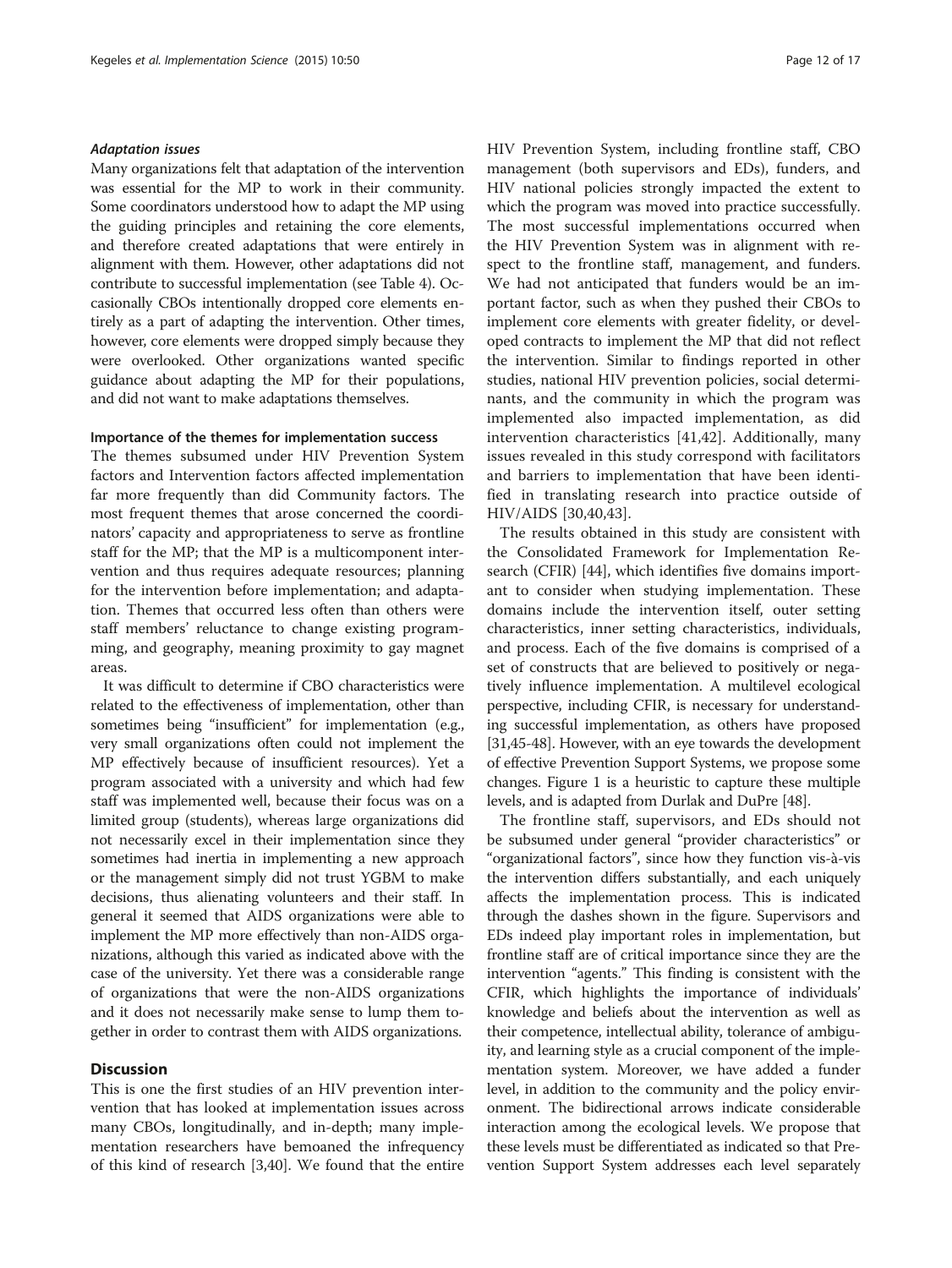#### *Adaptation issues*

Many organizations felt that adaptation of the intervention was essential for the MP to work in their community. Some coordinators understood how to adapt the MP using the guiding principles and retaining the core elements, and therefore created adaptations that were entirely in alignment with them. However, other adaptations did not contribute to successful implementation (see Table 4). Occasionally CBOs intentionally dropped core elements entirely as a part of adapting the intervention. Other times, however, core elements were dropped simply because they were overlooked. Other organizations wanted specific guidance about adapting the MP for their populations, and did not want to make adaptations themselves.

### Importance of the themes for implementation success

The themes subsumed under HIV Prevention System factors and Intervention factors affected implementation far more frequently than did Community factors. The most frequent themes that arose concerned the coordinators' capacity and appropriateness to serve as frontline staff for the MP; that the MP is a multicomponent intervention and thus requires adequate resources; planning for the intervention before implementation; and adaptation. Themes that occurred less often than others were staff members' reluctance to change existing programming, and geography, meaning proximity to gay magnet areas.

It was difficult to determine if CBO characteristics were related to the effectiveness of implementation, other than sometimes being "insufficient" for implementation (e.g., very small organizations often could not implement the MP effectively because of insufficient resources). Yet a program associated with a university and which had few staff was implemented well, because their focus was on a limited group (students), whereas large organizations did not necessarily excel in their implementation since they sometimes had inertia in implementing a new approach or the management simply did not trust YGBM to make decisions, thus alienating volunteers and their staff. In general it seemed that AIDS organizations were able to implement the MP more effectively than non-AIDS organizations, although this varied as indicated above with the case of the university. Yet there was a considerable range of organizations that were the non-AIDS organizations and it does not necessarily make sense to lump them together in order to contrast them with AIDS organizations.

## Discussion

This is one the first studies of an HIV prevention intervention that has looked at implementation issues across many CBOs, longitudinally, and in-depth; many implementation researchers have bemoaned the infrequency of this kind of research [3,40]. We found that the entire HIV Prevention System, including frontline staff, CBO management (both supervisors and EDs), funders, and HIV national policies strongly impacted the extent to which the program was moved into practice successfully. The most successful implementations occurred when the HIV Prevention System was in alignment with respect to the frontline staff, management, and funders. We had not anticipated that funders would be an important factor, such as when they pushed their CBOs to implement core elements with greater fidelity, or developed contracts to implement the MP that did not reflect the intervention. Similar to findings reported in other studies, national HIV prevention policies, social determinants, and the community in which the program was implemented also impacted implementation, as did intervention characteristics [41,42]. Additionally, many issues revealed in this study correspond with facilitators and barriers to implementation that have been identified in translating research into practice outside of HIV/AIDS [30,40,43].

The results obtained in this study are consistent with the Consolidated Framework for Implementation Research (CFIR) [44], which identifies five domains important to consider when studying implementation. These domains include the intervention itself, outer setting characteristics, inner setting characteristics, individuals, and process. Each of the five domains is comprised of a set of constructs that are believed to positively or negatively influence implementation. A multilevel ecological perspective, including CFIR, is necessary for understanding successful implementation, as others have proposed [31,45-48]. However, with an eye towards the development of effective Prevention Support Systems, we propose some changes. Figure 1 is a heuristic to capture these multiple levels, and is adapted from Durlak and DuPre [48].

The frontline staff, supervisors, and EDs should not be subsumed under general "provider characteristics" or "organizational factors", since how they function vis-à-vis the intervention differs substantially, and each uniquely affects the implementation process. This is indicated through the dashes shown in the figure. Supervisors and EDs indeed play important roles in implementation, but frontline staff are of critical importance since they are the intervention "agents." This finding is consistent with the CFIR, which highlights the importance of individuals' knowledge and beliefs about the intervention as well as their competence, intellectual ability, tolerance of ambiguity, and learning style as a crucial component of the implementation system. Moreover, we have added a funder level, in addition to the community and the policy environment. The bidirectional arrows indicate considerable interaction among the ecological levels. We propose that these levels must be differentiated as indicated so that Prevention Support System addresses each level separately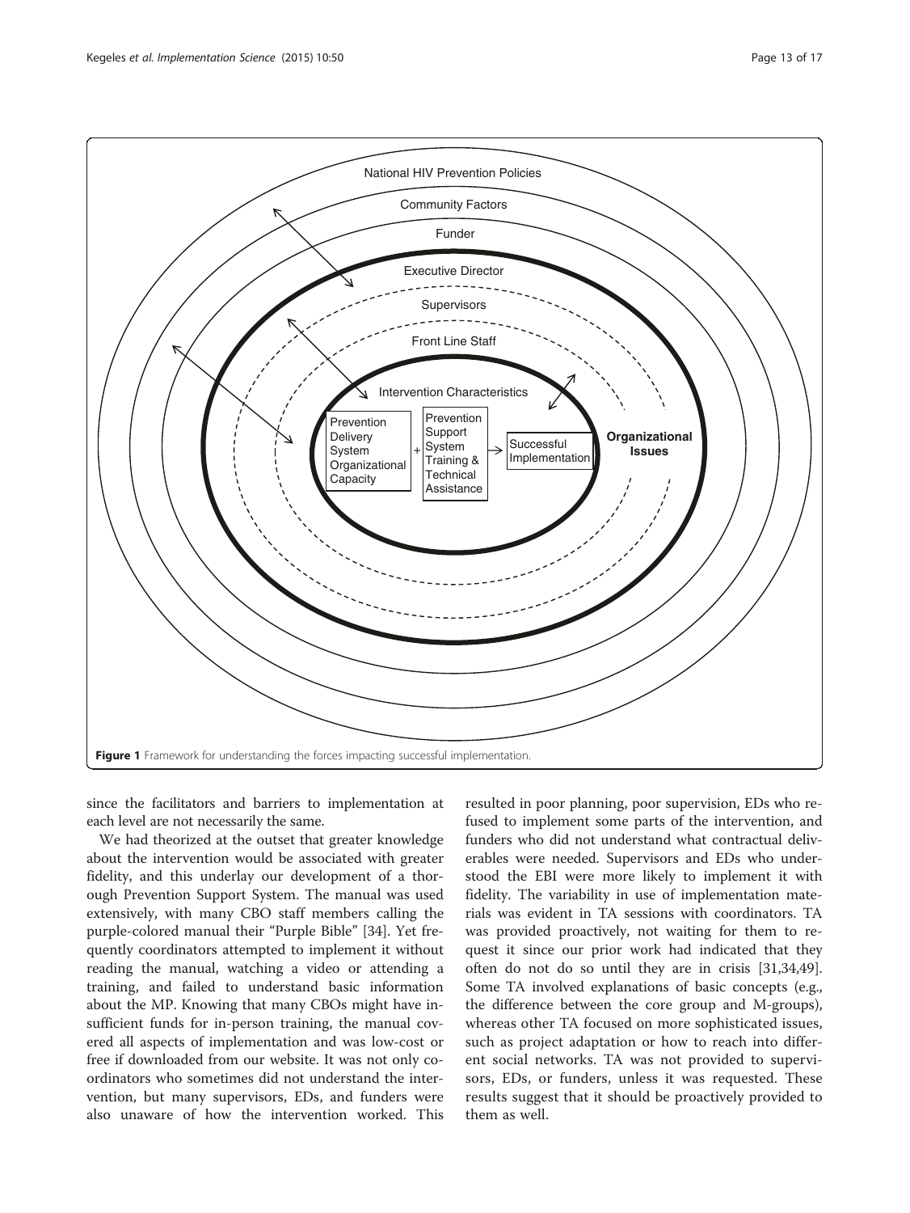**Figure 1** Framework for understanding the forces impacting successful implementation.

since the facilitators and barriers to implementation at each level are not necessarily the same.

We had theorized at the outset that greater knowledge about the intervention would be associated with greater fidelity, and this underlay our development of a thorough Prevention Support System. The manual was used extensively, with many CBO staff members calling the purple-colored manual their "Purple Bible" [34]. Yet frequently coordinators attempted to implement it without reading the manual, watching a video or attending a training, and failed to understand basic information about the MP. Knowing that many CBOs might have insufficient funds for in-person training, the manual covered all aspects of implementation and was low-cost or free if downloaded from our website. It was not only coordinators who sometimes did not understand the intervention, but many supervisors, EDs, and funders were also unaware of how the intervention worked. This resulted in poor planning, poor supervision, EDs who refused to implement some parts of the intervention, and funders who did not understand what contractual deliverables were needed. Supervisors and EDs who understood the EBI were more likely to implement it with fidelity. The variability in use of implementation materials was evident in TA sessions with coordinators. TA was provided proactively, not waiting for them to request it since our prior work had indicated that they often do not do so until they are in crisis [31,34,49]. Some TA involved explanations of basic concepts (e.g., the difference between the core group and M-groups), whereas other TA focused on more sophisticated issues, such as project adaptation or how to reach into different social networks. TA was not provided to supervisors, EDs, or funders, unless it was requested. These results suggest that it should be proactively provided to them as well.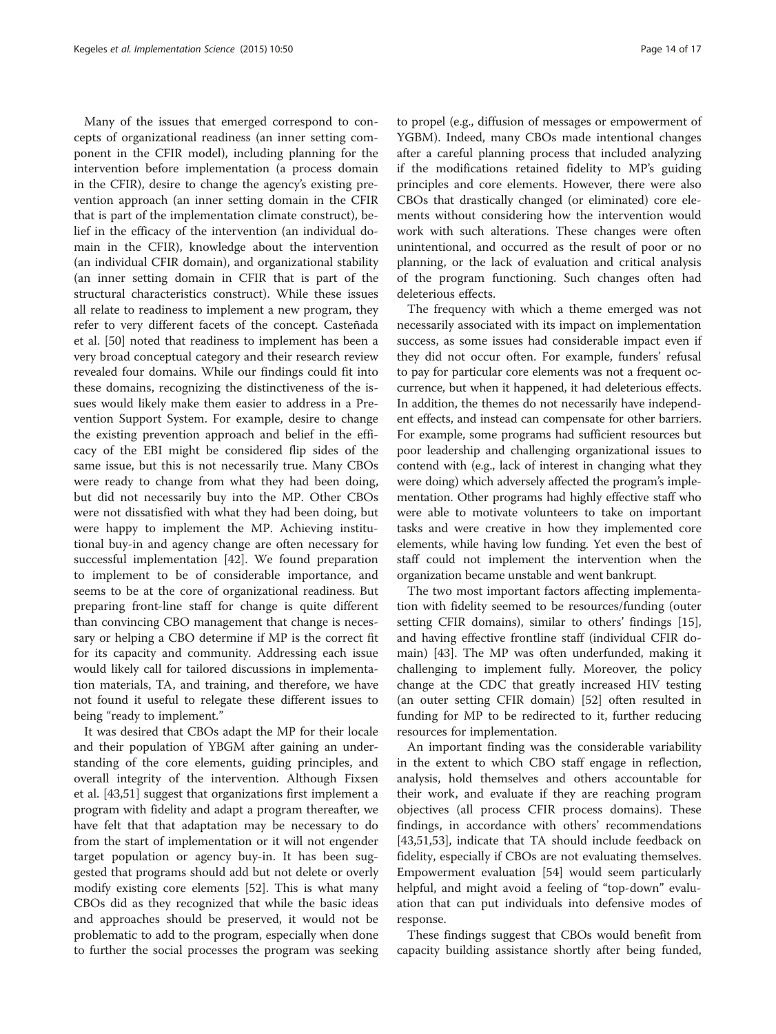Many of the issues that emerged correspond to concepts of organizational readiness (an inner setting component in the CFIR model), including planning for the intervention before implementation (a process domain in the CFIR), desire to change the agency's existing prevention approach (an inner setting domain in the CFIR that is part of the implementation climate construct), belief in the efficacy of the intervention (an individual domain in the CFIR), knowledge about the intervention (an individual CFIR domain), and organizational stability (an inner setting domain in CFIR that is part of the structural characteristics construct). While these issues all relate to readiness to implement a new program, they refer to very different facets of the concept. Casteñada et al. [50] noted that readiness to implement has been a very broad conceptual category and their research review revealed four domains. While our findings could fit into these domains, recognizing the distinctiveness of the issues would likely make them easier to address in a Prevention Support System. For example, desire to change the existing prevention approach and belief in the efficacy of the EBI might be considered flip sides of the same issue, but this is not necessarily true. Many CBOs were ready to change from what they had been doing, but did not necessarily buy into the MP. Other CBOs were not dissatisfied with what they had been doing, but were happy to implement the MP. Achieving institutional buy-in and agency change are often necessary for successful implementation [42]. We found preparation to implement to be of considerable importance, and seems to be at the core of organizational readiness. But preparing front-line staff for change is quite different than convincing CBO management that change is necessary or helping a CBO determine if MP is the correct fit for its capacity and community. Addressing each issue would likely call for tailored discussions in implementation materials, TA, and training, and therefore, we have not found it useful to relegate these different issues to being "ready to implement."

It was desired that CBOs adapt the MP for their locale and their population of YBGM after gaining an understanding of the core elements, guiding principles, and overall integrity of the intervention. Although Fixsen et al. [43,51] suggest that organizations first implement a program with fidelity and adapt a program thereafter, we have felt that that adaptation may be necessary to do from the start of implementation or it will not engender target population or agency buy-in. It has been suggested that programs should add but not delete or overly modify existing core elements [52]. This is what many CBOs did as they recognized that while the basic ideas and approaches should be preserved, it would not be problematic to add to the program, especially when done to further the social processes the program was seeking to propel (e.g., diffusion of messages or empowerment of YBGM). Indeed, many CBOs made intentional changes after a careful planning process that included analyzing if the modifications retained fidelity to MP's guiding principles and core elements. However, there were also CBOs that drastically changed (or eliminated) core elements without considering how the intervention would work with such alterations. These changes were often unintentional, and occurred as the result of poor or no planning, or the lack of evaluation and critical analysis of the program functioning. Such changes often had deleterious effects.

The frequency with which a theme emerged was not necessarily associated with its impact on implementation success, as some issues had considerable impact even if they did not occur often. For example, funders' refusal to pay for particular core elements was not a frequent occurrence, but when it happened, it had deleterious effects. In addition, the themes do not necessarily have independent effects, and instead can compensate for other barriers. For example, some programs had sufficient resources but poor leadership and challenging organizational issues to contend with (e.g., lack of interest in changing what they were doing) which adversely affected the program's implementation. Other programs had highly effective staff who were able to motivate volunteers to take on important tasks and were creative in how they implemented core elements, while having low funding. Yet even the best of staff could not implement the intervention when the organization became unstable and went bankrupt.

The two most important factors affecting implementation with fidelity seemed to be resources/funding (outer setting CFIR domains), similar to others' findings [15], and having effective frontline staff (individual CFIR domain) [43]. The MP was often underfunded, making it challenging to implement fully. Moreover, the policy change at the CDC that greatly increased HIV testing (an outer setting CFIR domain) [52] often resulted in funding for MP to be redirected to it, further reducing resources for implementation.

An important finding was the considerable variability in the extent to which CBO staff engage in reflection, analysis, hold themselves and others accountable for their work, and evaluate if they are reaching program objectives (all process CFIR process domains). These findings, in accordance with others' recommendations [43,51,53], indicate that TA should include feedback on fidelity, especially if CBOs are not evaluating themselves. Empowerment evaluation [54] would seem particularly helpful, and might avoid a feeling of "top-down" evaluation that can put individuals into defensive modes of response.

These findings suggest that CBOs would benefit from capacity building assistance shortly after being funded,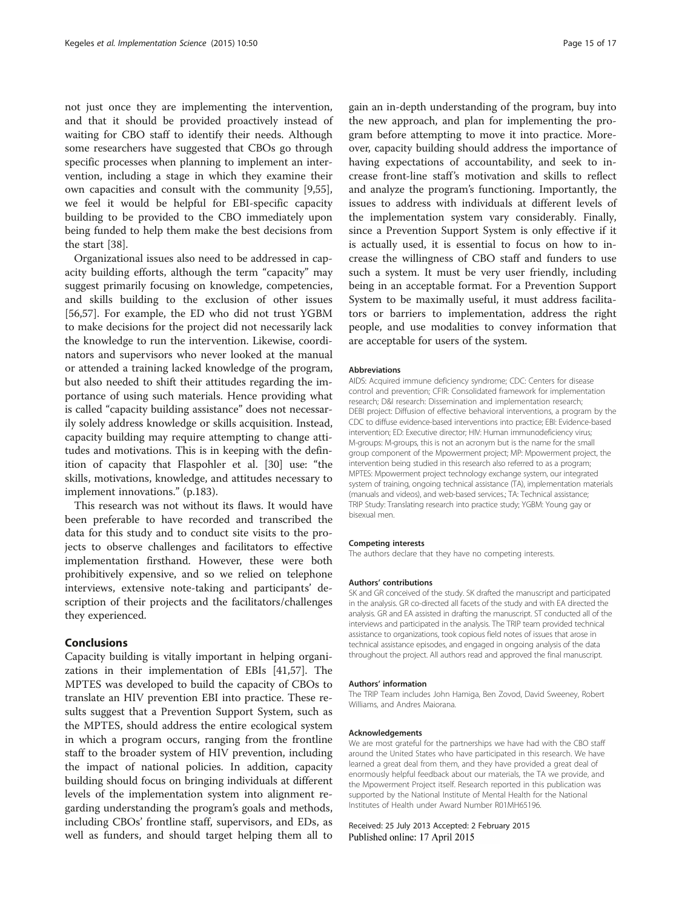not just once they are implementing the intervention, and that it should be provided proactively instead of waiting for CBO staff to identify their needs. Although some researchers have suggested that CBOs go through specific processes when planning to implement an intervention, including a stage in which they examine their own capacities and consult with the community [9,55], we feel it would be helpful for EBI-specific capacity building to be provided to the CBO immediately upon being funded to help them make the best decisions from the start [38].

Organizational issues also need to be addressed in capacity building efforts, although the term "capacity" may suggest primarily focusing on knowledge, competencies, and skills building to the exclusion of other issues [56,57]. For example, the ED who did not trust YGBM to make decisions for the project did not necessarily lack the knowledge to run the intervention. Likewise, coordinators and supervisors who never looked at the manual or attended a training lacked knowledge of the program, but also needed to shift their attitudes regarding the importance of using such materials. Hence providing what is called "capacity building assistance" does not necessarily solely address knowledge or skills acquisition. Instead, capacity building may require attempting to change attitudes and motivations. This is in keeping with the definition of capacity that Flaspohler et al. [30] use: "the skills, motivations, knowledge, and attitudes necessary to implement innovations." (p.183).

This research was not without its flaws. It would have been preferable to have recorded and transcribed the data for this study and to conduct site visits to the projects to observe challenges and facilitators to effective implementation firsthand. However, these were both prohibitively expensive, and so we relied on telephone interviews, extensive note-taking and participants' description of their projects and the facilitators/challenges they experienced.

## Conclusions

Capacity building is vitally important in helping organizations in their implementation of EBIs [41,57]. The MPTES was developed to build the capacity of CBOs to translate an HIV prevention EBI into practice. These results suggest that a Prevention Support System, such as the MPTES, should address the entire ecological system in which a program occurs, ranging from the frontline staff to the broader system of HIV prevention, including the impact of national policies. In addition, capacity building should focus on bringing individuals at different levels of the implementation system into alignment regarding understanding the program's goals and methods, including CBOs' frontline staff, supervisors, and EDs, as well as funders, and should target helping them all to gain an in-depth understanding of the program, buy into the new approach, and plan for implementing the program before attempting to move it into practice. Moreover, capacity building should address the importance of having expectations of accountability, and seek to increase front-line staff's motivation and skills to reflect and analyze the program's functioning. Importantly, the issues to address with individuals at different levels of the implementation system vary considerably. Finally, since a Prevention Support System is only effective if it is actually used, it is essential to focus on how to increase the willingness of CBO staff and funders to use such a system. It must be very user friendly, including being in an acceptable format. For a Prevention Support System to be maximally useful, it must address facilitators or barriers to implementation, address the right people, and use modalities to convey information that are acceptable for users of the system.

#### Abbreviations

AIDS: Acquired immune deficiency syndrome; CDC: Centers for disease control and prevention; CFIR: Consolidated framework for implementation research; D&I research: Dissemination and implementation research; DEBI project: Diffusion of effective behavioral interventions, a program by the CDC to diffuse evidence-based interventions into practice; EBI: Evidence-based intervention; ED: Executive director; HIV: Human immunodeficiency virus; M-groups: M-groups, this is not an acronym but is the name for the small group component of the Mpowerment project; MP: Mpowerment project, the intervention being studied in this research also referred to as a program; MPTES: Mpowerment project technology exchange system, our integrated system of training, ongoing technical assistance (TA), implementation materials (manuals and videos), and web-based services.; TA: Technical assistance; TRIP Study: Translating research into practice study; YGBM: Young gay or bisexual men.

#### Competing interests

The authors declare that they have no competing interests.

#### Authors' contributions

SK and GR conceived of the study. SK drafted the manuscript and participated in the analysis. GR co-directed all facets of the study and with EA directed the analysis. GR and EA assisted in drafting the manuscript. ST conducted all of the interviews and participated in the analysis. The TRIP team provided technical assistance to organizations, took copious field notes of issues that arose in technical assistance episodes, and engaged in ongoing analysis of the data throughout the project. All authors read and approved the final manuscript.

#### Authors' information

The TRIP Team includes John Hamiga, Ben Zovod, David Sweeney, Robert Williams, and Andres Maiorana.

#### Acknowledgements

We are most grateful for the partnerships we have had with the CBO staff around the United States who have participated in this research. We have learned a great deal from them, and they have provided a great deal of enormously helpful feedback about our materials, the TA we provide, and the Mpowerment Project itself. Research reported in this publication was supported by the National Institute of Mental Health for the National Institutes of Health under Award Number R01MH65196.

Received: 25 July 2013 Accepted: 2 February 2015
Published online: 17 April 2015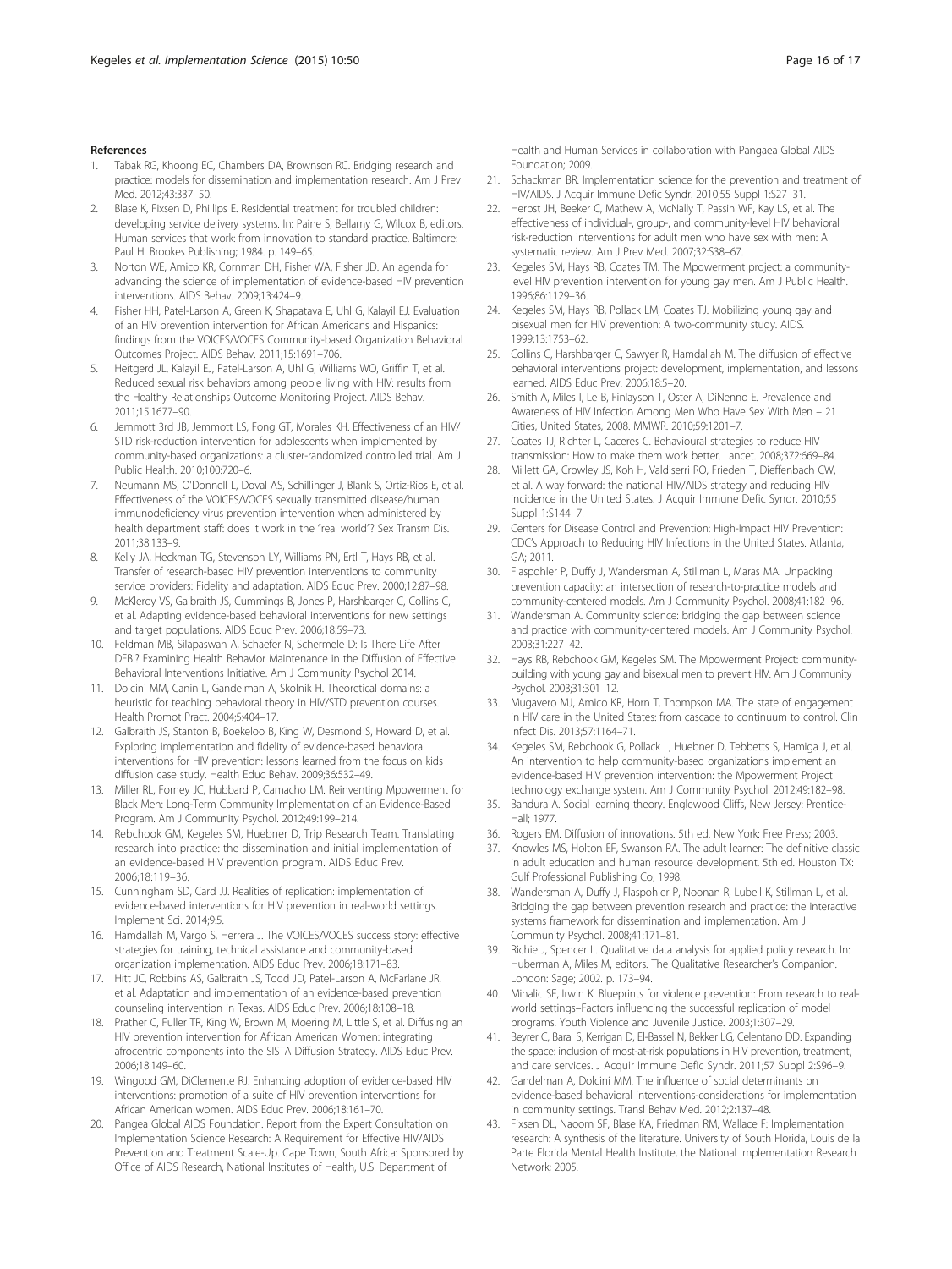## References

1. Tabak RG, Khoong EC, Chambers DA, Brownson RC. Bridging research and practice: models for dissemination and implementation research. Am J Prev Med. 2012;43:337–50.
2. Blase K, Fixsen D, Phillips E. Residential treatment for troubled children: developing service delivery systems. In: Paine S, Bellamy G, Wilcox B, editors. Human services that work: from innovation to standard practice. Baltimore: Paul H. Brookes Publishing; 1984. p. 149–65.
3. Norton WE, Amico KR, Cornman DH, Fisher WA, Fisher JD. An agenda for advancing the science of implementation of evidence-based HIV prevention interventions. AIDS Behav. 2009;13:424–9.
4. Fisher HH, Patel-Larson A, Green K, Shapatava E, Uhl G, Kalayil EJ. Evaluation of an HIV prevention intervention for African Americans and Hispanics: findings from the VOICES/VOCES Community-based Organization Behavioral Outcomes Project. AIDS Behav. 2011;15:1691–706.
5. Heitgerd JL, Kalayil EJ, Patel-Larson A, Uhl G, Williams WO, Griffin T, et al. Reduced sexual risk behaviors among people living with HIV: results from the Healthy Relationships Outcome Monitoring Project. AIDS Behav. 2011;15:1677–90.
6. Jemmott 3rd JB, Jemmott LS, Fong GT, Morales KH. Effectiveness of an HIV/STD risk-reduction intervention for adolescents when implemented by community-based organizations: a cluster-randomized controlled trial. Am J Public Health. 2010;100:720–6.
7. Neumann MS, O'Donnell L, Doval AS, Schillinger J, Blank S, Ortiz-Rios E, et al. Effectiveness of the VOICES/VOCES sexually transmitted disease/human immunodeficiency virus prevention intervention when administered by health department staff: does it work in the "real world"? Sex Transm Dis. 2011;38:133–9.
8. Kelly JA, Heckman TG, Stevenson LY, Williams PN, Ertl T, Hays RB, et al. Transfer of research-based HIV prevention interventions to community service providers: Fidelity and adaptation. AIDS Educ Prev. 2000;12:87–98.
9. McKleroy VS, Galbraith JS, Cummings B, Jones P, Harshbarger C, Collins C, et al. Adapting evidence-based behavioral interventions for new settings and target populations. AIDS Educ Prev. 2006;18:59–73.
10. Feldman MB, Silapaswan A, Schaefer N, Schermele D: Is There Life After DEBI? Examining Health Behavior Maintenance in the Diffusion of Effective Behavioral Interventions Initiative. Am J Community Psychol 2014.
11. Dolcini MM, Canin L, Gandelman A, Skolnik H. Theoretical domains: a heuristic for teaching behavioral theory in HIV/STD prevention courses. Health Promot Pract. 2004;5:404–17.
12. Galbraith JS, Stanton B, Boekeloo B, King W, Desmond S, Howard D, et al. Exploring implementation and fidelity of evidence-based behavioral interventions for HIV prevention: lessons learned from the focus on kids diffusion case study. Health Educ Behav. 2009;36:532–49.
13. Miller RL, Forney JC, Hubbard P, Camacho LM. Reinventing Mpowerment for Black Men: Long-Term Community Implementation of an Evidence-Based Program. Am J Community Psychol. 2012;49:199–214.
14. Rebchook GM, Kegeles SM, Huebner D, Trip Research Team. Translating research into practice: the dissemination and initial implementation of an evidence-based HIV prevention program. AIDS Educ Prev. 2006;18:119–36.
15. Cunningham SD, Card JJ. Realities of replication: implementation of evidence-based interventions for HIV prevention in real-world settings. Implement Sci. 2014;9:5.
16. Hamdallah M, Vargo S, Herrera J. The VOICES/VOCES success story: effective strategies for training, technical assistance and community-based organization implementation. AIDS Educ Prev. 2006;18:171–83.
17. Hitt JC, Robbins AS, Galbraith JS, Todd JD, Patel-Larson A, McFarlane JR, et al. Adaptation and implementation of an evidence-based prevention counseling intervention in Texas. AIDS Educ Prev. 2006;18:108–18.
18. Prather C, Fuller TR, King W, Brown M, Moering M, Little S, et al. Diffusing an HIV prevention intervention for African American Women: integrating afrocentric components into the SISTA Diffusion Strategy. AIDS Educ Prev. 2006;18:149–60.
19. Wingood GM, DiClemente RJ. Enhancing adoption of evidence-based HIV interventions: promotion of a suite of HIV prevention interventions for African American women. AIDS Educ Prev. 2006;18:161–70.
20. Pangea Global AIDS Foundation. Report from the Expert Consultation on Implementation Science Research: A Requirement for Effective HIV/AIDS Prevention and Treatment Scale-Up. Cape Town, South Africa: Sponsored by Office of AIDS Research, National Institutes of Health, U.S. Department of Health and Human Services in collaboration with Pangaea Global AIDS Foundation; 2009.
21. Schackman BR. Implementation science for the prevention and treatment of HIV/AIDS. J Acquir Immune Defic Syndr. 2010;55 Suppl 1:S27–31.
22. Herbst JH, Beeker C, Mathew A, McNally T, Passin WF, Kay LS, et al. The effectiveness of individual-, group-, and community-level HIV behavioral risk-reduction interventions for adult men who have sex with men: A systematic review. Am J Prev Med. 2007;32:S38–67.
23. Kegeles SM, Hays RB, Coates TM. The Mpowerment project: a community-level HIV prevention intervention for young gay men. Am J Public Health. 1996;86:1129–36.
24. Kegeles SM, Hays RB, Pollack LM, Coates TJ. Mobilizing young gay and bisexual men for HIV prevention: A two-community study. AIDS. 1999;13:1753–62.
25. Collins C, Harshbarger C, Sawyer R, Hamdallah M. The diffusion of effective behavioral interventions project: development, implementation, and lessons learned. AIDS Educ Prev. 2006;18:5–20.
26. Smith A, Miles I, Le B, Finlayson T, Oster A, DiNenno E. Prevalence and Awareness of HIV Infection Among Men Who Have Sex With Men – 21 Cities, United States, 2008. MMWR. 2010;59:1201–7.
27. Coates TJ, Richter L, Caceres C. Behavioural strategies to reduce HIV transmission: How to make them work better. Lancet. 2008;372:669–84.
28. Millett GA, Crowley JS, Koh H, Valdiserri RO, Frieden T, Dieffenbach CW, et al. A way forward: the national HIV/AIDS strategy and reducing HIV incidence in the United States. J Acquir Immune Defic Syndr. 2010;55 Suppl 1:S144–7.
29. Centers for Disease Control and Prevention: High-Impact HIV Prevention: CDC's Approach to Reducing HIV Infections in the United States. Atlanta, GA; 2011.
30. Flaspohler P, Duffy J, Wandersman A, Stillman L, Maras MA. Unpacking prevention capacity: an intersection of research-to-practice models and community-centered models. Am J Community Psychol. 2008;41:182–96.
31. Wandersman A. Community science: bridging the gap between science and practice with community-centered models. Am J Community Psychol. 2003;31:227–42.
32. Hays RB, Rebchook GM, Kegeles SM. The Mpowerment Project: community-building with young gay and bisexual men to prevent HIV. Am J Community Psychol. 2003;31:301–12.
33. Mugavero MJ, Amico KR, Horn T, Thompson MA. The state of engagement in HIV care in the United States: from cascade to continuum to control. Clin Infect Dis. 2013;57:1164–71.
34. Kegeles SM, Rebchook G, Pollack L, Huebner D, Tebbetts S, Hamiga J, et al. An intervention to help community-based organizations implement an evidence-based HIV prevention intervention: the Mpowerment Project technology exchange system. Am J Community Psychol. 2012;49:182–98.
35. Bandura A. Social learning theory. Englewood Cliffs, New Jersey: Prentice-Hall; 1977.
36. Rogers EM. Diffusion of innovations. 5th ed. New York: Free Press; 2003.
37. Knowles MS, Holton EF, Swanson RA. The adult learner: The definitive classic in adult education and human resource development. 5th ed. Houston TX: Gulf Professional Publishing Co; 1998.
38. Wandersman A, Duffy J, Flaspohler P, Noonan R, Lubell K, Stillman L, et al. Bridging the gap between prevention research and practice: the interactive systems framework for dissemination and implementation. Am J Community Psychol. 2008;41:171–81.
39. Richie J, Spencer L. Qualitative data analysis for applied policy research. In: Huberman A, Miles M, editors. The Qualitative Researcher's Companion. London: Sage; 2002. p. 173–94.
40. Mihalic SF, Irwin K. Blueprints for violence prevention: From research to real-world settings–Factors influencing the successful replication of model programs. Youth Violence and Juvenile Justice. 2003;1:307–29.
41. Beyrer C, Baral S, Kerrigan D, El-Bassel N, Bekker LG, Celentano DD. Expanding the space: inclusion of most-at-risk populations in HIV prevention, treatment, and care services. J Acquir Immune Defic Syndr. 2011;57 Suppl 2:S96–9.
42. Gandelman A, Dolcini MM. The influence of social determinants on evidence-based behavioral interventions-considerations for implementation in community settings. Transl Behav Med. 2012;2:137–48.
43. Fixsen DL, Naoom SF, Blase KA, Friedman RM, Wallace F: Implementation research: A synthesis of the literature. University of South Florida, Louis de la Parte Florida Mental Health Institute, the National Implementation Research Network; 2005.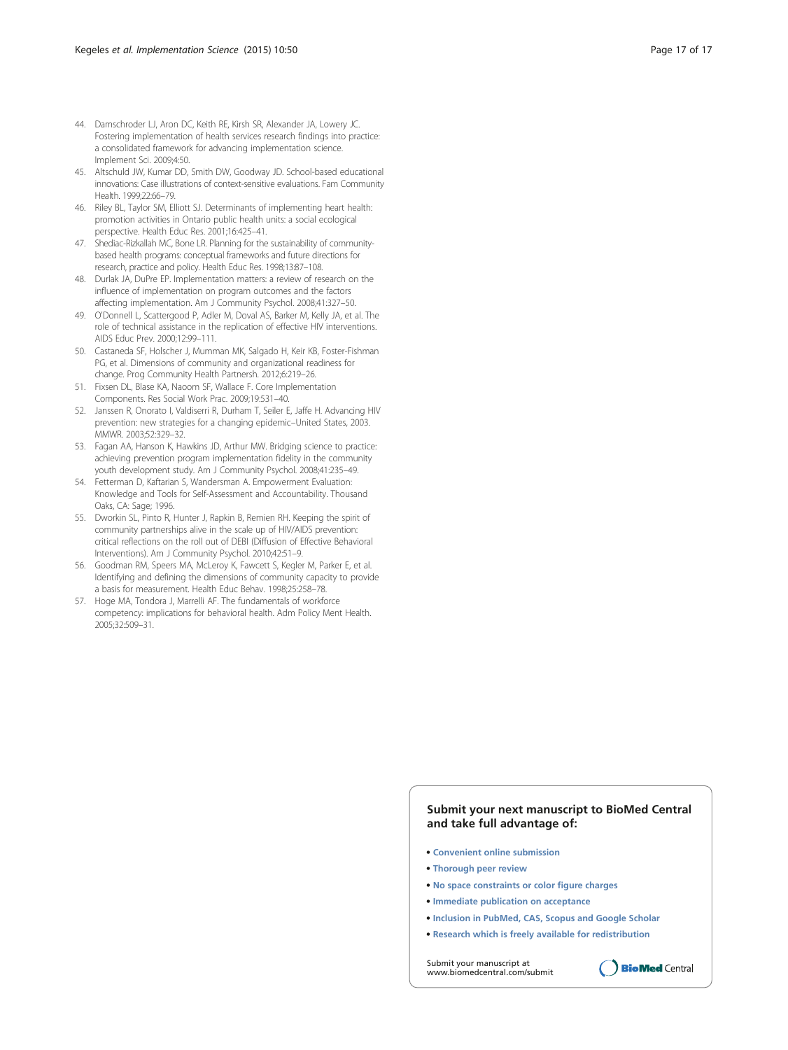44. Damschroder LJ, Aron DC, Keith RE, Kirsh SR, Alexander JA, Lowery JC. Fostering implementation of health services research findings into practice: a consolidated framework for advancing implementation science. Implement Sci. 2009;4:50.
45. Altschuld JW, Kumar DD, Smith DW, Goodway JD. School-based educational innovations: Case illustrations of context-sensitive evaluations. Fam Community Health. 1999;22:66–79.
46. Riley BL, Taylor SM, Elliott SJ. Determinants of implementing heart health: promotion activities in Ontario public health units: a social ecological perspective. Health Educ Res. 2001;16:425–41.
47. Shediac-Rizkallah MC, Bone LR. Planning for the sustainability of community-based health programs: conceptual frameworks and future directions for research, practice and policy. Health Educ Res. 1998;13:87–108.
48. Durlak JA, DuPre EP. Implementation matters: a review of research on the influence of implementation on program outcomes and the factors affecting implementation. Am J Community Psychol. 2008;41:327–50.
49. O'Donnell L, Scattergood P, Adler M, Doval AS, Barker M, Kelly JA, et al. The role of technical assistance in the replication of effective HIV interventions. AIDS Educ Prev. 2000;12:99–111.
50. Castaneda SF, Holscher J, Mumman MK, Salgado H, Keir KB, Foster-Fishman PG, et al. Dimensions of community and organizational readiness for change. Prog Community Health Partnersh. 2012;6:219–26.
51. Fixsen DL, Blase KA, Naoom SF, Wallace F. Core Implementation Components. Res Social Work Prac. 2009;19:531–40.
52. Janssen R, Onorato I, Valdiserri R, Durham T, Seiler E, Jaffe H. Advancing HIV prevention: new strategies for a changing epidemic–United States, 2003. MMWR. 2003;52:329–32.
53. Fagan AA, Hanson K, Hawkins JD, Arthur MW. Bridging science to practice: achieving prevention program implementation fidelity in the community youth development study. Am J Community Psychol. 2008;41:235–49.
54. Fetterman D, Kaftarian S, Wandersman A. Empowerment Evaluation: Knowledge and Tools for Self-Assessment and Accountability. Thousand Oaks, CA: Sage; 1996.
55. Dworkin SL, Pinto R, Hunter J, Rapkin B, Remien RH. Keeping the spirit of community partnerships alive in the scale up of HIV/AIDS prevention: critical reflections on the roll out of DEBI (Diffusion of Effective Behavioral Interventions). Am J Community Psychol. 2010;42:51–9.
56. Goodman RM, Speers MA, McLeroy K, Fawcett S, Kegler M, Parker E, et al. Identifying and defining the dimensions of community capacity to provide a basis for measurement. Health Educ Behav. 1998;25:258–78.
57. Hoge MA, Tondora J, Marrelli AF. The fundamentals of workforce competency: implications for behavioral health. Adm Policy Ment Health. 2005;32:509–31.

**Submit your next manuscript to BioMed Central and take full advantage of:**

- **Convenient online submission**
- **Thorough peer review**
- **No space constraints or color figure charges**
- **Immediate publication on acceptance**
- **Inclusion in PubMed, CAS, Scopus and Google Scholar**
- **Research which is freely available for redistribution**

Submit your manuscript at
www.biomedcentral.com/submit

BioMed Central